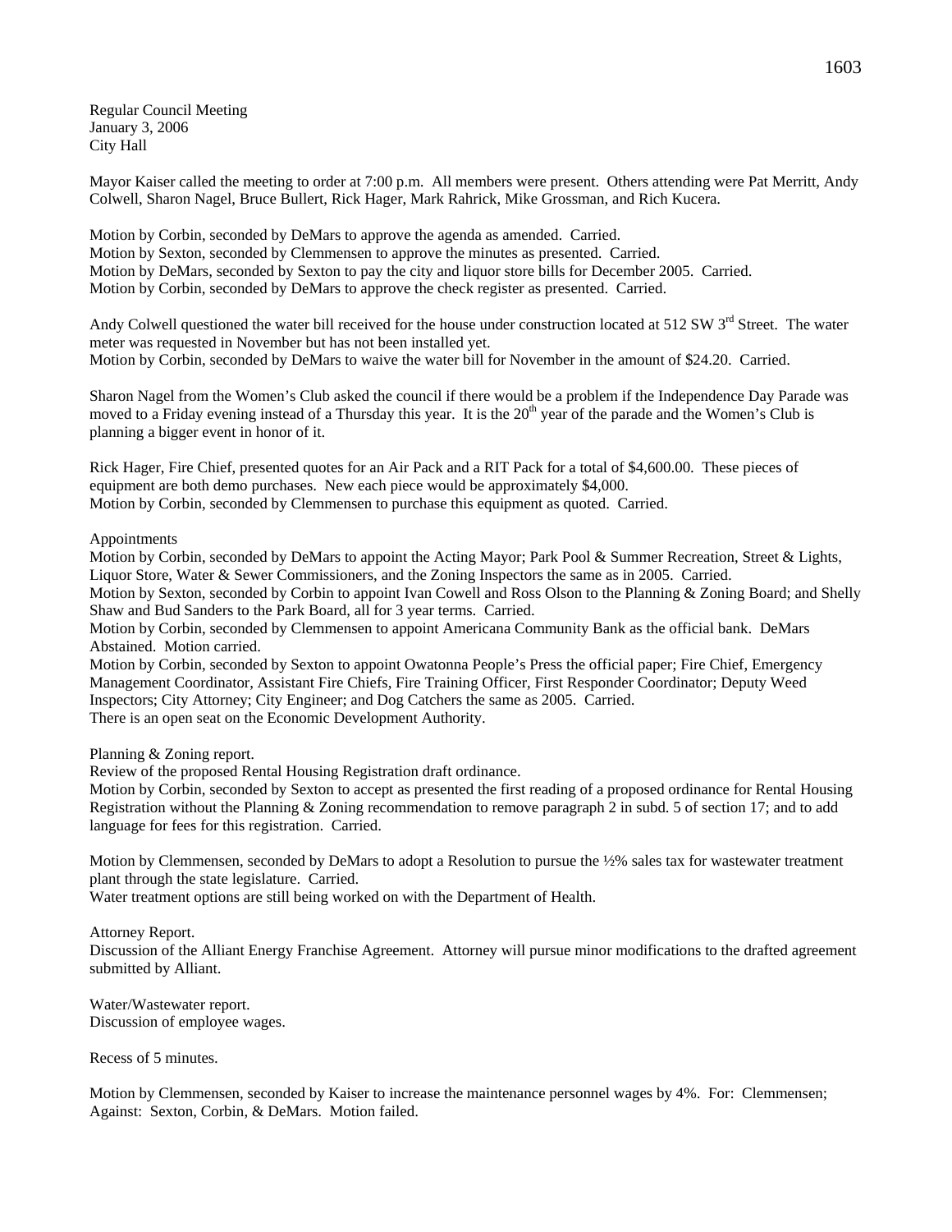Regular Council Meeting
January 3, 2006
City Hall

Mayor Kaiser called the meeting to order at 7:00 p.m. All members were present. Others attending were Pat Merritt, Andy Colwell, Sharon Nagel, Bruce Bullert, Rick Hager, Mark Rahrick, Mike Grossman, and Rich Kucera.

Motion by Corbin, seconded by DeMars to approve the agenda as amended. Carried.
Motion by Sexton, seconded by Clemmensen to approve the minutes as presented. Carried.
Motion by DeMars, seconded by Sexton to pay the city and liquor store bills for December 2005. Carried.
Motion by Corbin, seconded by DeMars to approve the check register as presented. Carried.

Andy Colwell questioned the water bill received for the house under construction located at 512 SW 3rd Street. The water meter was requested in November but has not been installed yet.
Motion by Corbin, seconded by DeMars to waive the water bill for November in the amount of $24.20. Carried.

Sharon Nagel from the Women's Club asked the council if there would be a problem if the Independence Day Parade was moved to a Friday evening instead of a Thursday this year. It is the 20th year of the parade and the Women's Club is planning a bigger event in honor of it.

Rick Hager, Fire Chief, presented quotes for an Air Pack and a RIT Pack for a total of $4,600.00. These pieces of equipment are both demo purchases. New each piece would be approximately $4,000.
Motion by Corbin, seconded by Clemmensen to purchase this equipment as quoted. Carried.

Appointments
Motion by Corbin, seconded by DeMars to appoint the Acting Mayor; Park Pool & Summer Recreation, Street & Lights, Liquor Store, Water & Sewer Commissioners, and the Zoning Inspectors the same as in 2005. Carried.
Motion by Sexton, seconded by Corbin to appoint Ivan Cowell and Ross Olson to the Planning & Zoning Board; and Shelly Shaw and Bud Sanders to the Park Board, all for 3 year terms. Carried.
Motion by Corbin, seconded by Clemmensen to appoint Americana Community Bank as the official bank. DeMars Abstained. Motion carried.
Motion by Corbin, seconded by Sexton to appoint Owatonna People's Press the official paper; Fire Chief, Emergency Management Coordinator, Assistant Fire Chiefs, Fire Training Officer, First Responder Coordinator; Deputy Weed Inspectors; City Attorney; City Engineer; and Dog Catchers the same as 2005. Carried.
There is an open seat on the Economic Development Authority.

Planning & Zoning report.
Review of the proposed Rental Housing Registration draft ordinance.
Motion by Corbin, seconded by Sexton to accept as presented the first reading of a proposed ordinance for Rental Housing Registration without the Planning & Zoning recommendation to remove paragraph 2 in subd. 5 of section 17; and to add language for fees for this registration. Carried.

Motion by Clemmensen, seconded by DeMars to adopt a Resolution to pursue the ½% sales tax for wastewater treatment plant through the state legislature. Carried.
Water treatment options are still being worked on with the Department of Health.

Attorney Report.
Discussion of the Alliant Energy Franchise Agreement. Attorney will pursue minor modifications to the drafted agreement submitted by Alliant.

Water/Wastewater report.
Discussion of employee wages.

Recess of 5 minutes.

Motion by Clemmensen, seconded by Kaiser to increase the maintenance personnel wages by 4%. For: Clemmensen; Against: Sexton, Corbin, & DeMars. Motion failed.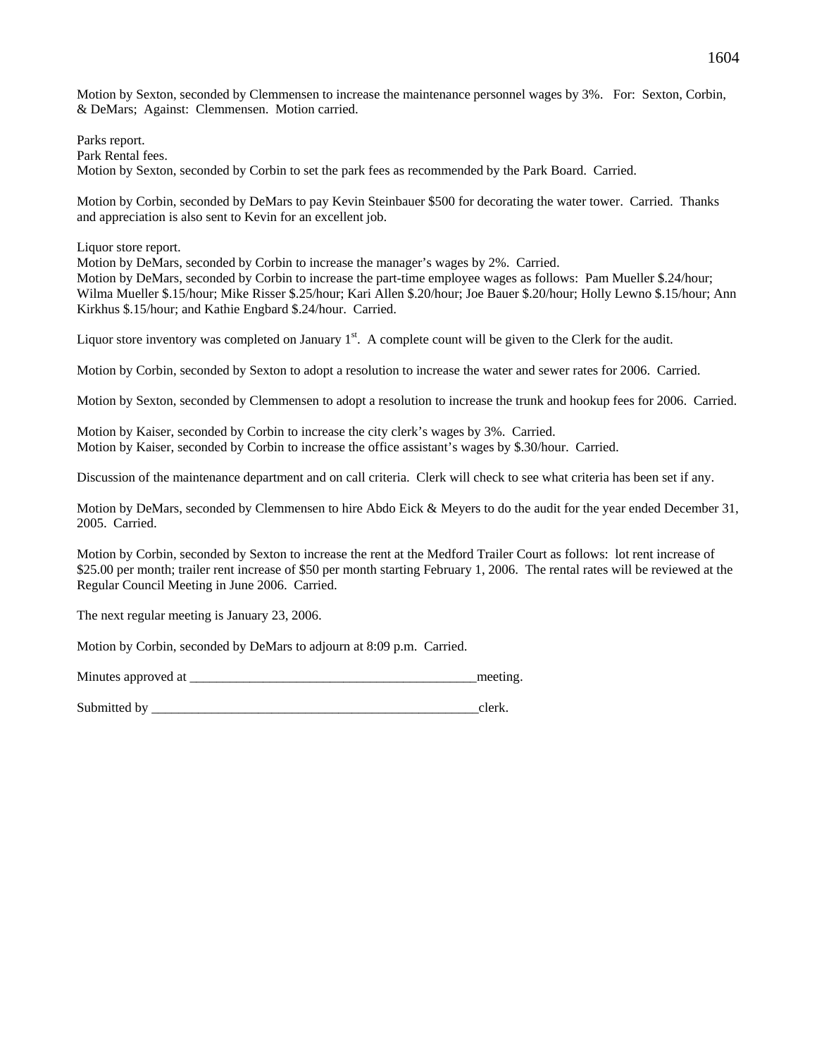Motion by Sexton, seconded by Clemmensen to increase the maintenance personnel wages by 3%. For: Sexton, Corbin, & DeMars; Against: Clemmensen. Motion carried.

Parks report.
Park Rental fees.
Motion by Sexton, seconded by Corbin to set the park fees as recommended by the Park Board. Carried.

Motion by Corbin, seconded by DeMars to pay Kevin Steinbauer $500 for decorating the water tower. Carried. Thanks and appreciation is also sent to Kevin for an excellent job.

Liquor store report.
Motion by DeMars, seconded by Corbin to increase the manager's wages by 2%. Carried.
Motion by DeMars, seconded by Corbin to increase the part-time employee wages as follows: Pam Mueller $.24/hour; Wilma Mueller $.15/hour; Mike Risser $.25/hour; Kari Allen $.20/hour; Joe Bauer $.20/hour; Holly Lewno $.15/hour; Ann Kirkhus $.15/hour; and Kathie Engbard $.24/hour. Carried.

Liquor store inventory was completed on January 1st. A complete count will be given to the Clerk for the audit.

Motion by Corbin, seconded by Sexton to adopt a resolution to increase the water and sewer rates for 2006. Carried.

Motion by Sexton, seconded by Clemmensen to adopt a resolution to increase the trunk and hookup fees for 2006. Carried.

Motion by Kaiser, seconded by Corbin to increase the city clerk's wages by 3%. Carried.
Motion by Kaiser, seconded by Corbin to increase the office assistant's wages by $.30/hour. Carried.

Discussion of the maintenance department and on call criteria. Clerk will check to see what criteria has been set if any.

Motion by DeMars, seconded by Clemmensen to hire Abdo Eick & Meyers to do the audit for the year ended December 31, 2005. Carried.

Motion by Corbin, seconded by Sexton to increase the rent at the Medford Trailer Court as follows: lot rent increase of $25.00 per month; trailer rent increase of $50 per month starting February 1, 2006. The rental rates will be reviewed at the Regular Council Meeting in June 2006. Carried.

The next regular meeting is January 23, 2006.

Motion by Corbin, seconded by DeMars to adjourn at 8:09 p.m. Carried.

Minutes approved at ___________________________________________meeting.

Submitted by ___________________________________________________clerk.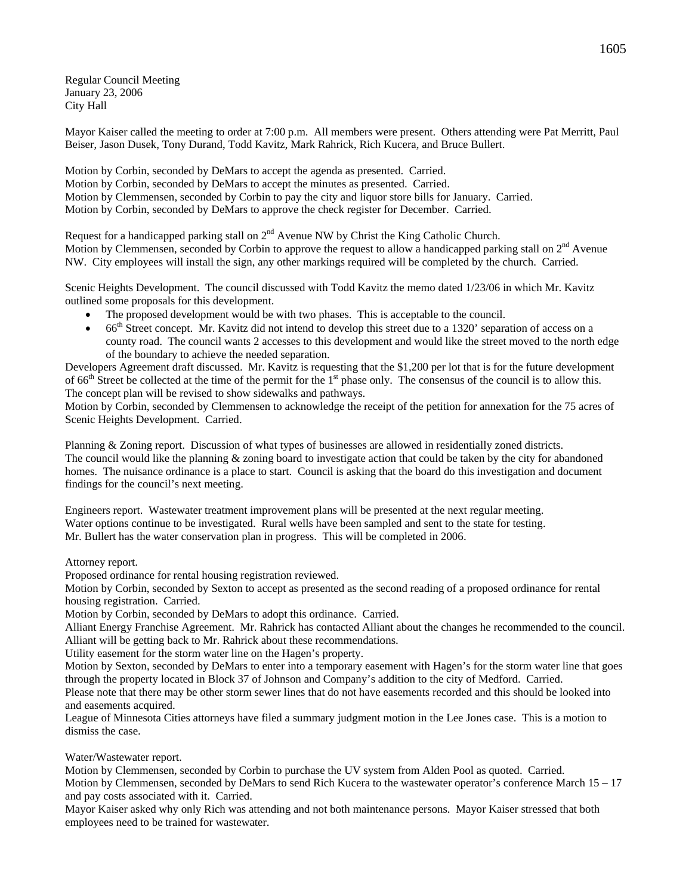Regular Council Meeting
January 23, 2006
City Hall

Mayor Kaiser called the meeting to order at 7:00 p.m. All members were present. Others attending were Pat Merritt, Paul Beiser, Jason Dusek, Tony Durand, Todd Kavitz, Mark Rahrick, Rich Kucera, and Bruce Bullert.

Motion by Corbin, seconded by DeMars to accept the agenda as presented. Carried.
Motion by Corbin, seconded by DeMars to accept the minutes as presented. Carried.
Motion by Clemmensen, seconded by Corbin to pay the city and liquor store bills for January. Carried.
Motion by Corbin, seconded by DeMars to approve the check register for December. Carried.

Request for a handicapped parking stall on 2nd Avenue NW by Christ the King Catholic Church.
Motion by Clemmensen, seconded by Corbin to approve the request to allow a handicapped parking stall on 2nd Avenue NW. City employees will install the sign, any other markings required will be completed by the church. Carried.

Scenic Heights Development. The council discussed with Todd Kavitz the memo dated 1/23/06 in which Mr. Kavitz outlined some proposals for this development.

- The proposed development would be with two phases. This is acceptable to the council.
- 66th Street concept. Mr. Kavitz did not intend to develop this street due to a 1320' separation of access on a county road. The council wants 2 accesses to this development and would like the street moved to the north edge of the boundary to achieve the needed separation.

Developers Agreement draft discussed. Mr. Kavitz is requesting that the $1,200 per lot that is for the future development of 66th Street be collected at the time of the permit for the 1st phase only. The consensus of the council is to allow this.
The concept plan will be revised to show sidewalks and pathways.
Motion by Corbin, seconded by Clemmensen to acknowledge the receipt of the petition for annexation for the 75 acres of Scenic Heights Development. Carried.

Planning & Zoning report. Discussion of what types of businesses are allowed in residentially zoned districts.
The council would like the planning & zoning board to investigate action that could be taken by the city for abandoned homes. The nuisance ordinance is a place to start. Council is asking that the board do this investigation and document findings for the council's next meeting.

Engineers report. Wastewater treatment improvement plans will be presented at the next regular meeting.
Water options continue to be investigated. Rural wells have been sampled and sent to the state for testing.
Mr. Bullert has the water conservation plan in progress. This will be completed in 2006.

Attorney report.
Proposed ordinance for rental housing registration reviewed.
Motion by Corbin, seconded by Sexton to accept as presented as the second reading of a proposed ordinance for rental housing registration. Carried.
Motion by Corbin, seconded by DeMars to adopt this ordinance. Carried.
Alliant Energy Franchise Agreement. Mr. Rahrick has contacted Alliant about the changes he recommended to the council. Alliant will be getting back to Mr. Rahrick about these recommendations.
Utility easement for the storm water line on the Hagen's property.
Motion by Sexton, seconded by DeMars to enter into a temporary easement with Hagen's for the storm water line that goes through the property located in Block 37 of Johnson and Company's addition to the city of Medford. Carried.
Please note that there may be other storm sewer lines that do not have easements recorded and this should be looked into and easements acquired.
League of Minnesota Cities attorneys have filed a summary judgment motion in the Lee Jones case. This is a motion to dismiss the case.

Water/Wastewater report.
Motion by Clemmensen, seconded by Corbin to purchase the UV system from Alden Pool as quoted. Carried.
Motion by Clemmensen, seconded by DeMars to send Rich Kucera to the wastewater operator's conference March 15 – 17 and pay costs associated with it. Carried.
Mayor Kaiser asked why only Rich was attending and not both maintenance persons. Mayor Kaiser stressed that both employees need to be trained for wastewater.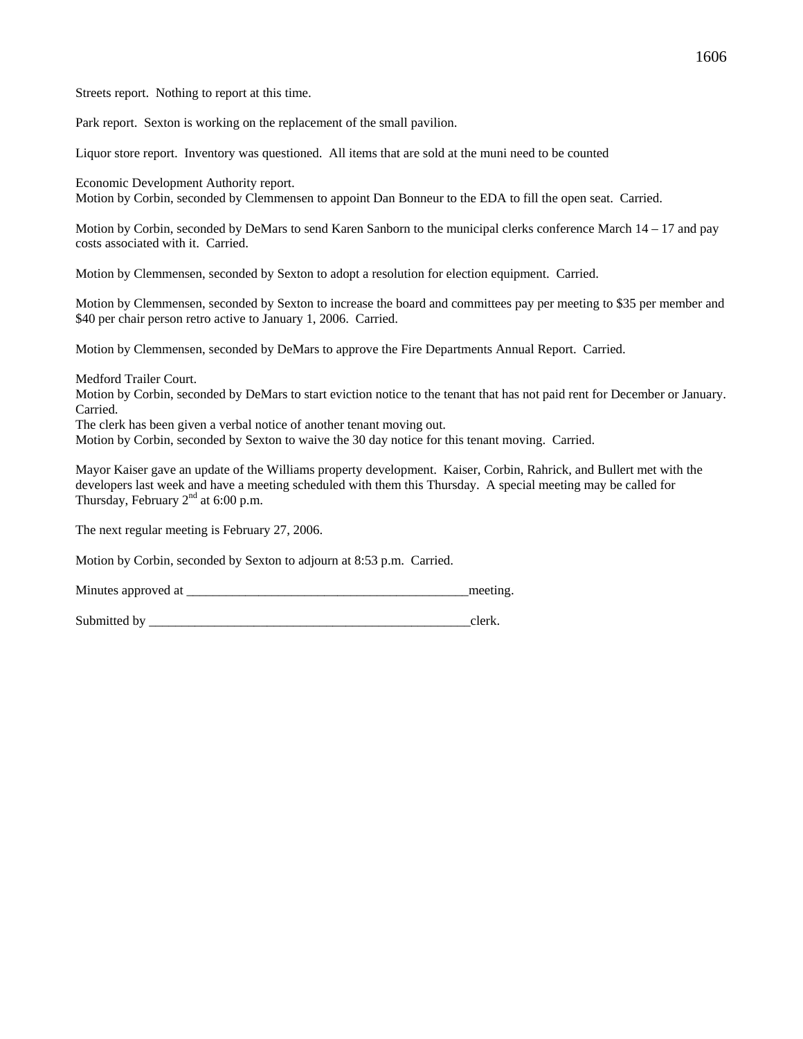Streets report. Nothing to report at this time.

Park report. Sexton is working on the replacement of the small pavilion.

Liquor store report. Inventory was questioned. All items that are sold at the muni need to be counted

Economic Development Authority report.
Motion by Corbin, seconded by Clemmensen to appoint Dan Bonneur to the EDA to fill the open seat. Carried.

Motion by Corbin, seconded by DeMars to send Karen Sanborn to the municipal clerks conference March 14 – 17 and pay costs associated with it. Carried.

Motion by Clemmensen, seconded by Sexton to adopt a resolution for election equipment. Carried.

Motion by Clemmensen, seconded by Sexton to increase the board and committees pay per meeting to $35 per member and $40 per chair person retro active to January 1, 2006. Carried.

Motion by Clemmensen, seconded by DeMars to approve the Fire Departments Annual Report. Carried.

Medford Trailer Court.
Motion by Corbin, seconded by DeMars to start eviction notice to the tenant that has not paid rent for December or January. Carried.
The clerk has been given a verbal notice of another tenant moving out.
Motion by Corbin, seconded by Sexton to waive the 30 day notice for this tenant moving. Carried.

Mayor Kaiser gave an update of the Williams property development. Kaiser, Corbin, Rahrick, and Bullert met with the developers last week and have a meeting scheduled with them this Thursday. A special meeting may be called for Thursday, February 2nd at 6:00 p.m.

The next regular meeting is February 27, 2006.

Motion by Corbin, seconded by Sexton to adjourn at 8:53 p.m. Carried.

Minutes approved at ___________________________________________meeting.

Submitted by __________________________________________________clerk.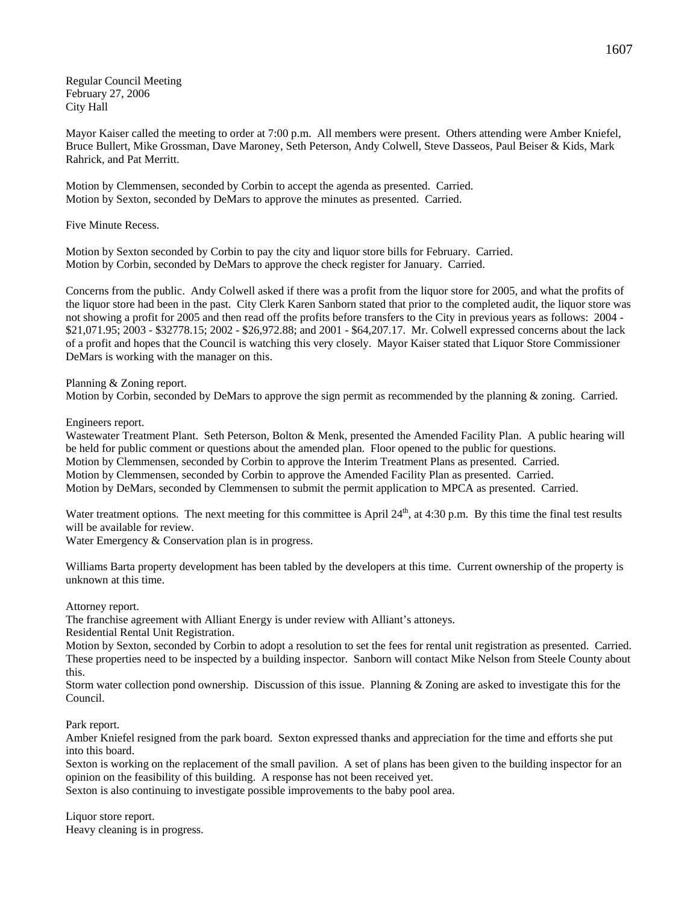Regular Council Meeting
February 27, 2006
City Hall

Mayor Kaiser called the meeting to order at 7:00 p.m. All members were present. Others attending were Amber Kniefel, Bruce Bullert, Mike Grossman, Dave Maroney, Seth Peterson, Andy Colwell, Steve Dasseos, Paul Beiser & Kids, Mark Rahrick, and Pat Merritt.

Motion by Clemmensen, seconded by Corbin to accept the agenda as presented. Carried.
Motion by Sexton, seconded by DeMars to approve the minutes as presented. Carried.

Five Minute Recess.

Motion by Sexton seconded by Corbin to pay the city and liquor store bills for February. Carried.
Motion by Corbin, seconded by DeMars to approve the check register for January. Carried.

Concerns from the public. Andy Colwell asked if there was a profit from the liquor store for 2005, and what the profits of the liquor store had been in the past. City Clerk Karen Sanborn stated that prior to the completed audit, the liquor store was not showing a profit for 2005 and then read off the profits before transfers to the City in previous years as follows: 2004 - $21,071.95; 2003 - $32778.15; 2002 - $26,972.88; and 2001 - $64,207.17. Mr. Colwell expressed concerns about the lack of a profit and hopes that the Council is watching this very closely. Mayor Kaiser stated that Liquor Store Commissioner DeMars is working with the manager on this.

Planning & Zoning report.
Motion by Corbin, seconded by DeMars to approve the sign permit as recommended by the planning & zoning. Carried.

Engineers report.
Wastewater Treatment Plant. Seth Peterson, Bolton & Menk, presented the Amended Facility Plan. A public hearing will be held for public comment or questions about the amended plan. Floor opened to the public for questions.
Motion by Clemmensen, seconded by Corbin to approve the Interim Treatment Plans as presented. Carried.
Motion by Clemmensen, seconded by Corbin to approve the Amended Facility Plan as presented. Carried.
Motion by DeMars, seconded by Clemmensen to submit the permit application to MPCA as presented. Carried.

Water treatment options. The next meeting for this committee is April 24th, at 4:30 p.m. By this time the final test results will be available for review.
Water Emergency & Conservation plan is in progress.

Williams Barta property development has been tabled by the developers at this time. Current ownership of the property is unknown at this time.

Attorney report.
The franchise agreement with Alliant Energy is under review with Alliant's attoneys.
Residential Rental Unit Registration.
Motion by Sexton, seconded by Corbin to adopt a resolution to set the fees for rental unit registration as presented. Carried. These properties need to be inspected by a building inspector. Sanborn will contact Mike Nelson from Steele County about this.
Storm water collection pond ownership. Discussion of this issue. Planning & Zoning are asked to investigate this for the Council.

Park report.
Amber Kniefel resigned from the park board. Sexton expressed thanks and appreciation for the time and efforts she put into this board.
Sexton is working on the replacement of the small pavilion. A set of plans has been given to the building inspector for an opinion on the feasibility of this building. A response has not been received yet.
Sexton is also continuing to investigate possible improvements to the baby pool area.

Liquor store report.
Heavy cleaning is in progress.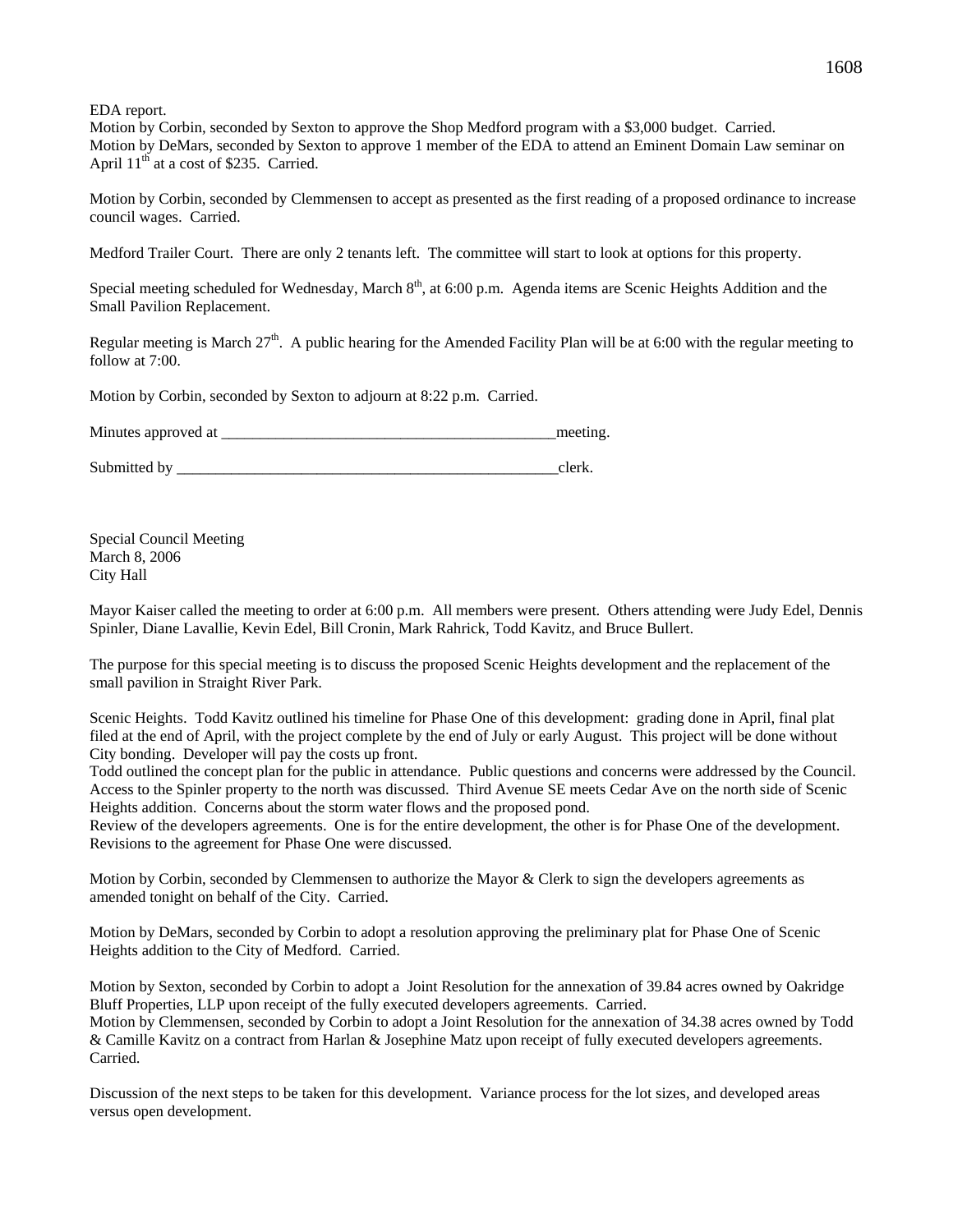EDA report.
Motion by Corbin, seconded by Sexton to approve the Shop Medford program with a $3,000 budget. Carried.
Motion by DeMars, seconded by Sexton to approve 1 member of the EDA to attend an Eminent Domain Law seminar on April 11th at a cost of $235. Carried.

Motion by Corbin, seconded by Clemmensen to accept as presented as the first reading of a proposed ordinance to increase council wages. Carried.

Medford Trailer Court. There are only 2 tenants left. The committee will start to look at options for this property.

Special meeting scheduled for Wednesday, March 8th, at 6:00 p.m. Agenda items are Scenic Heights Addition and the Small Pavilion Replacement.

Regular meeting is March 27th. A public hearing for the Amended Facility Plan will be at 6:00 with the regular meeting to follow at 7:00.

Motion by Corbin, seconded by Sexton to adjourn at 8:22 p.m. Carried.

Minutes approved at _____________________________________________meeting.

Submitted by ____________________________________________________clerk.

Special Council Meeting
March 8, 2006
City Hall

Mayor Kaiser called the meeting to order at 6:00 p.m. All members were present. Others attending were Judy Edel, Dennis Spinler, Diane Lavallie, Kevin Edel, Bill Cronin, Mark Rahrick, Todd Kavitz, and Bruce Bullert.

The purpose for this special meeting is to discuss the proposed Scenic Heights development and the replacement of the small pavilion in Straight River Park.

Scenic Heights. Todd Kavitz outlined his timeline for Phase One of this development: grading done in April, final plat filed at the end of April, with the project complete by the end of July or early August. This project will be done without City bonding. Developer will pay the costs up front.
Todd outlined the concept plan for the public in attendance. Public questions and concerns were addressed by the Council. Access to the Spinler property to the north was discussed. Third Avenue SE meets Cedar Ave on the north side of Scenic Heights addition. Concerns about the storm water flows and the proposed pond.
Review of the developers agreements. One is for the entire development, the other is for Phase One of the development. Revisions to the agreement for Phase One were discussed.

Motion by Corbin, seconded by Clemmensen to authorize the Mayor & Clerk to sign the developers agreements as amended tonight on behalf of the City. Carried.

Motion by DeMars, seconded by Corbin to adopt a resolution approving the preliminary plat for Phase One of Scenic Heights addition to the City of Medford. Carried.

Motion by Sexton, seconded by Corbin to adopt a Joint Resolution for the annexation of 39.84 acres owned by Oakridge Bluff Properties, LLP upon receipt of the fully executed developers agreements. Carried.
Motion by Clemmensen, seconded by Corbin to adopt a Joint Resolution for the annexation of 34.38 acres owned by Todd & Camille Kavitz on a contract from Harlan & Josephine Matz upon receipt of fully executed developers agreements. Carried.

Discussion of the next steps to be taken for this development. Variance process for the lot sizes, and developed areas versus open development.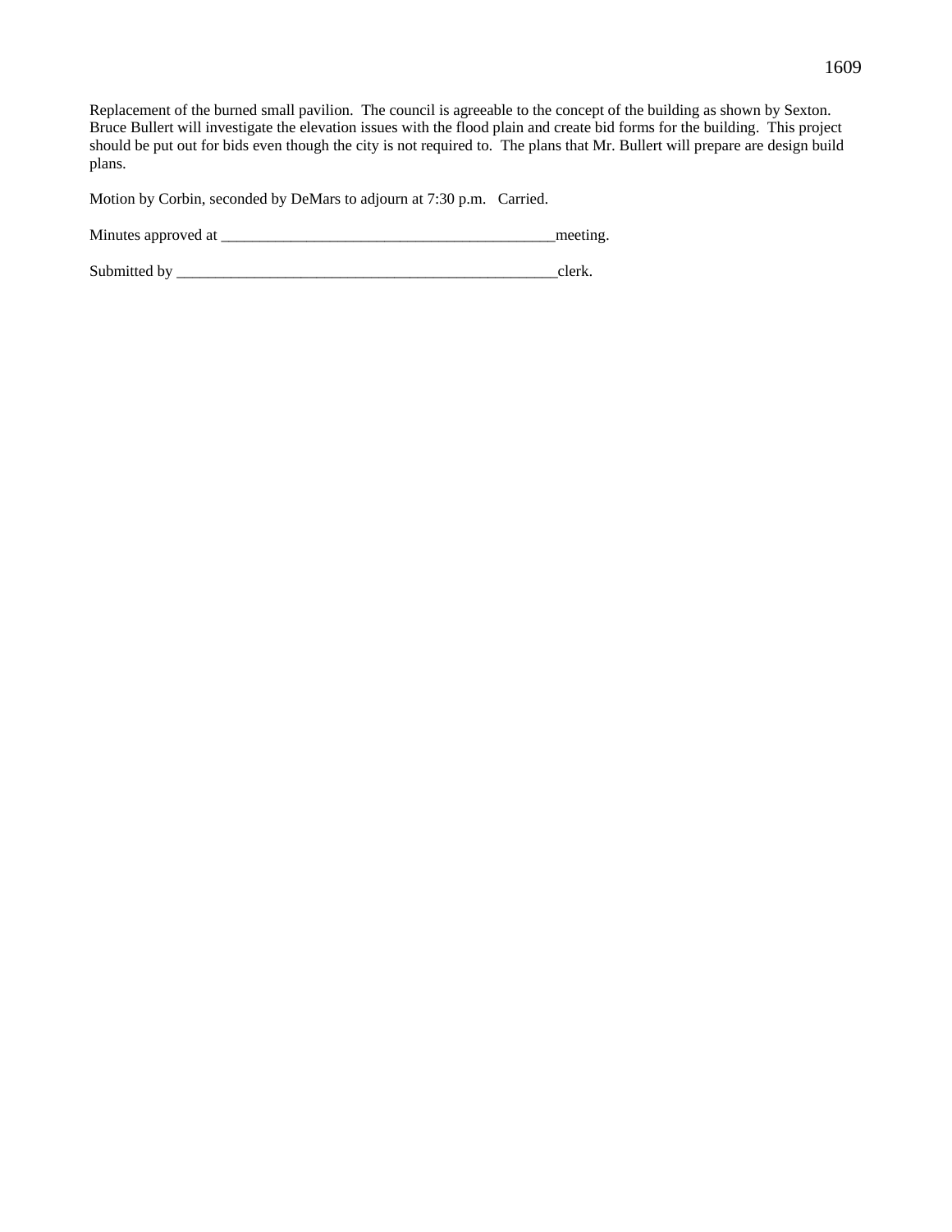Replacement of the burned small pavilion. The council is agreeable to the concept of the building as shown by Sexton. Bruce Bullert will investigate the elevation issues with the flood plain and create bid forms for the building. This project should be put out for bids even though the city is not required to. The plans that Mr. Bullert will prepare are design build plans.

Motion by Corbin, seconded by DeMars to adjourn at 7:30 p.m. Carried.

Minutes approved at ___________________________________________meeting.

Submitted by _________________________________________________clerk.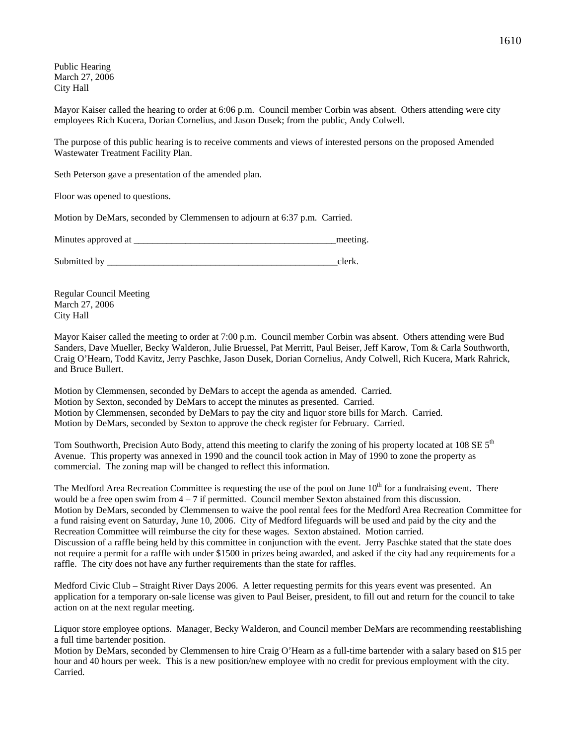Public Hearing
March 27, 2006
City Hall

Mayor Kaiser called the hearing to order at 6:06 p.m. Council member Corbin was absent. Others attending were city employees Rich Kucera, Dorian Cornelius, and Jason Dusek; from the public, Andy Colwell.

The purpose of this public hearing is to receive comments and views of interested persons on the proposed Amended Wastewater Treatment Facility Plan.

Seth Peterson gave a presentation of the amended plan.

Floor was opened to questions.

Motion by DeMars, seconded by Clemmensen to adjourn at 6:37 p.m. Carried.

Minutes approved at _____________________________________________meeting.

Submitted by ____________________________________________________clerk.

Regular Council Meeting
March 27, 2006
City Hall

Mayor Kaiser called the meeting to order at 7:00 p.m. Council member Corbin was absent. Others attending were Bud Sanders, Dave Mueller, Becky Walderon, Julie Bruessel, Pat Merritt, Paul Beiser, Jeff Karow, Tom & Carla Southworth, Craig O'Hearn, Todd Kavitz, Jerry Paschke, Jason Dusek, Dorian Cornelius, Andy Colwell, Rich Kucera, Mark Rahrick, and Bruce Bullert.

Motion by Clemmensen, seconded by DeMars to accept the agenda as amended. Carried.
Motion by Sexton, seconded by DeMars to accept the minutes as presented. Carried.
Motion by Clemmensen, seconded by DeMars to pay the city and liquor store bills for March. Carried.
Motion by DeMars, seconded by Sexton to approve the check register for February. Carried.

Tom Southworth, Precision Auto Body, attend this meeting to clarify the zoning of his property located at 108 SE 5th Avenue. This property was annexed in 1990 and the council took action in May of 1990 to zone the property as commercial. The zoning map will be changed to reflect this information.

The Medford Area Recreation Committee is requesting the use of the pool on June 10th for a fundraising event. There would be a free open swim from 4 – 7 if permitted. Council member Sexton abstained from this discussion.
Motion by DeMars, seconded by Clemmensen to waive the pool rental fees for the Medford Area Recreation Committee for a fund raising event on Saturday, June 10, 2006. City of Medford lifeguards will be used and paid by the city and the Recreation Committee will reimburse the city for these wages. Sexton abstained. Motion carried.
Discussion of a raffle being held by this committee in conjunction with the event. Jerry Paschke stated that the state does not require a permit for a raffle with under $1500 in prizes being awarded, and asked if the city had any requirements for a raffle. The city does not have any further requirements than the state for raffles.

Medford Civic Club – Straight River Days 2006. A letter requesting permits for this years event was presented. An application for a temporary on-sale license was given to Paul Beiser, president, to fill out and return for the council to take action on at the next regular meeting.

Liquor store employee options. Manager, Becky Walderon, and Council member DeMars are recommending reestablishing a full time bartender position.
Motion by DeMars, seconded by Clemmensen to hire Craig O'Hearn as a full-time bartender with a salary based on $15 per hour and 40 hours per week. This is a new position/new employee with no credit for previous employment with the city. Carried.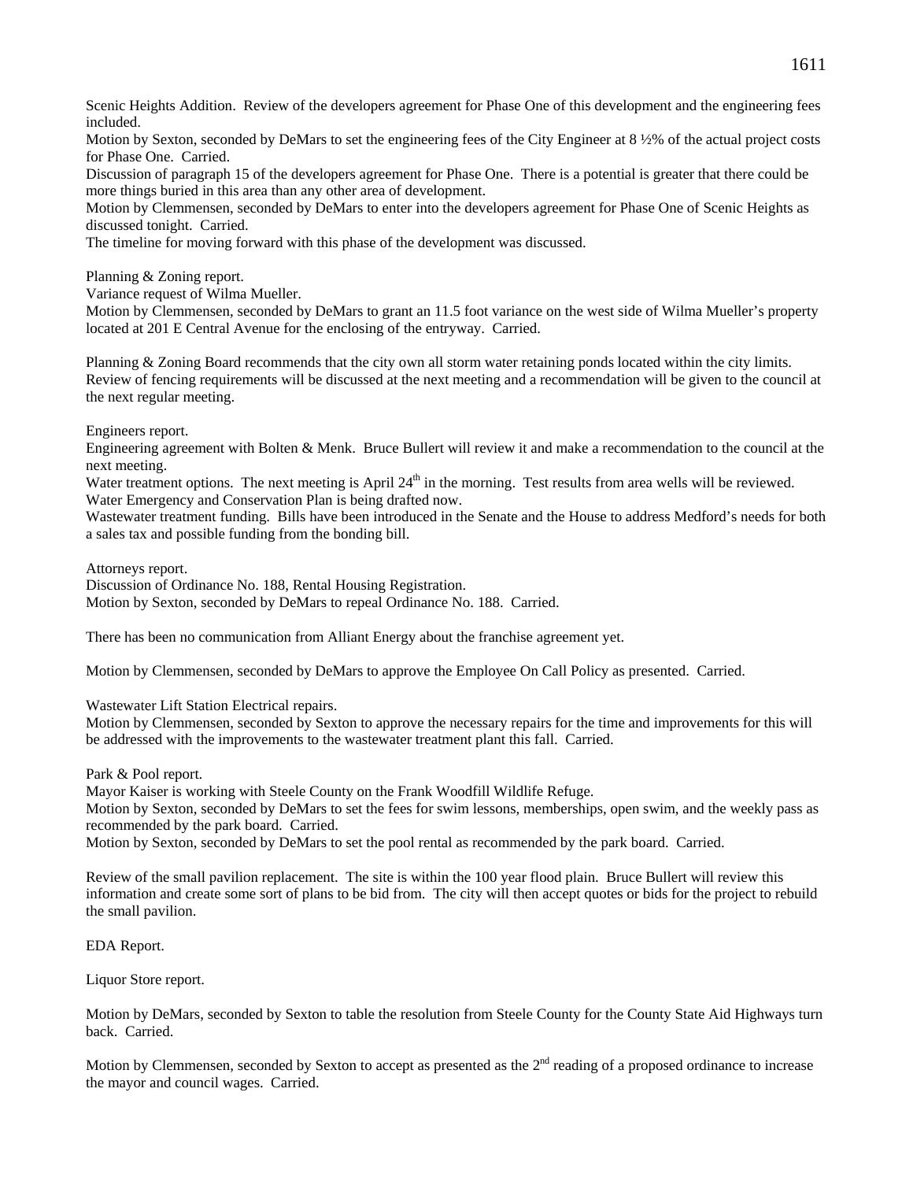Scenic Heights Addition. Review of the developers agreement for Phase One of this development and the engineering fees included.

Motion by Sexton, seconded by DeMars to set the engineering fees of the City Engineer at 8 ½% of the actual project costs for Phase One. Carried.

Discussion of paragraph 15 of the developers agreement for Phase One. There is a potential is greater that there could be more things buried in this area than any other area of development.

Motion by Clemmensen, seconded by DeMars to enter into the developers agreement for Phase One of Scenic Heights as discussed tonight. Carried.

The timeline for moving forward with this phase of the development was discussed.

Planning & Zoning report.

Variance request of Wilma Mueller.

Motion by Clemmensen, seconded by DeMars to grant an 11.5 foot variance on the west side of Wilma Mueller's property located at 201 E Central Avenue for the enclosing of the entryway. Carried.

Planning & Zoning Board recommends that the city own all storm water retaining ponds located within the city limits. Review of fencing requirements will be discussed at the next meeting and a recommendation will be given to the council at the next regular meeting.

Engineers report.

Engineering agreement with Bolten & Menk. Bruce Bullert will review it and make a recommendation to the council at the next meeting.

Water treatment options. The next meeting is April 24th in the morning. Test results from area wells will be reviewed. Water Emergency and Conservation Plan is being drafted now.

Wastewater treatment funding. Bills have been introduced in the Senate and the House to address Medford's needs for both a sales tax and possible funding from the bonding bill.

Attorneys report.

Discussion of Ordinance No. 188, Rental Housing Registration.

Motion by Sexton, seconded by DeMars to repeal Ordinance No. 188. Carried.

There has been no communication from Alliant Energy about the franchise agreement yet.

Motion by Clemmensen, seconded by DeMars to approve the Employee On Call Policy as presented. Carried.

Wastewater Lift Station Electrical repairs.

Motion by Clemmensen, seconded by Sexton to approve the necessary repairs for the time and improvements for this will be addressed with the improvements to the wastewater treatment plant this fall. Carried.

Park & Pool report.

Mayor Kaiser is working with Steele County on the Frank Woodfill Wildlife Refuge.

Motion by Sexton, seconded by DeMars to set the fees for swim lessons, memberships, open swim, and the weekly pass as recommended by the park board. Carried.

Motion by Sexton, seconded by DeMars to set the pool rental as recommended by the park board. Carried.

Review of the small pavilion replacement. The site is within the 100 year flood plain. Bruce Bullert will review this information and create some sort of plans to be bid from. The city will then accept quotes or bids for the project to rebuild the small pavilion.

EDA Report.

Liquor Store report.

Motion by DeMars, seconded by Sexton to table the resolution from Steele County for the County State Aid Highways turn back. Carried.

Motion by Clemmensen, seconded by Sexton to accept as presented as the 2nd reading of a proposed ordinance to increase the mayor and council wages. Carried.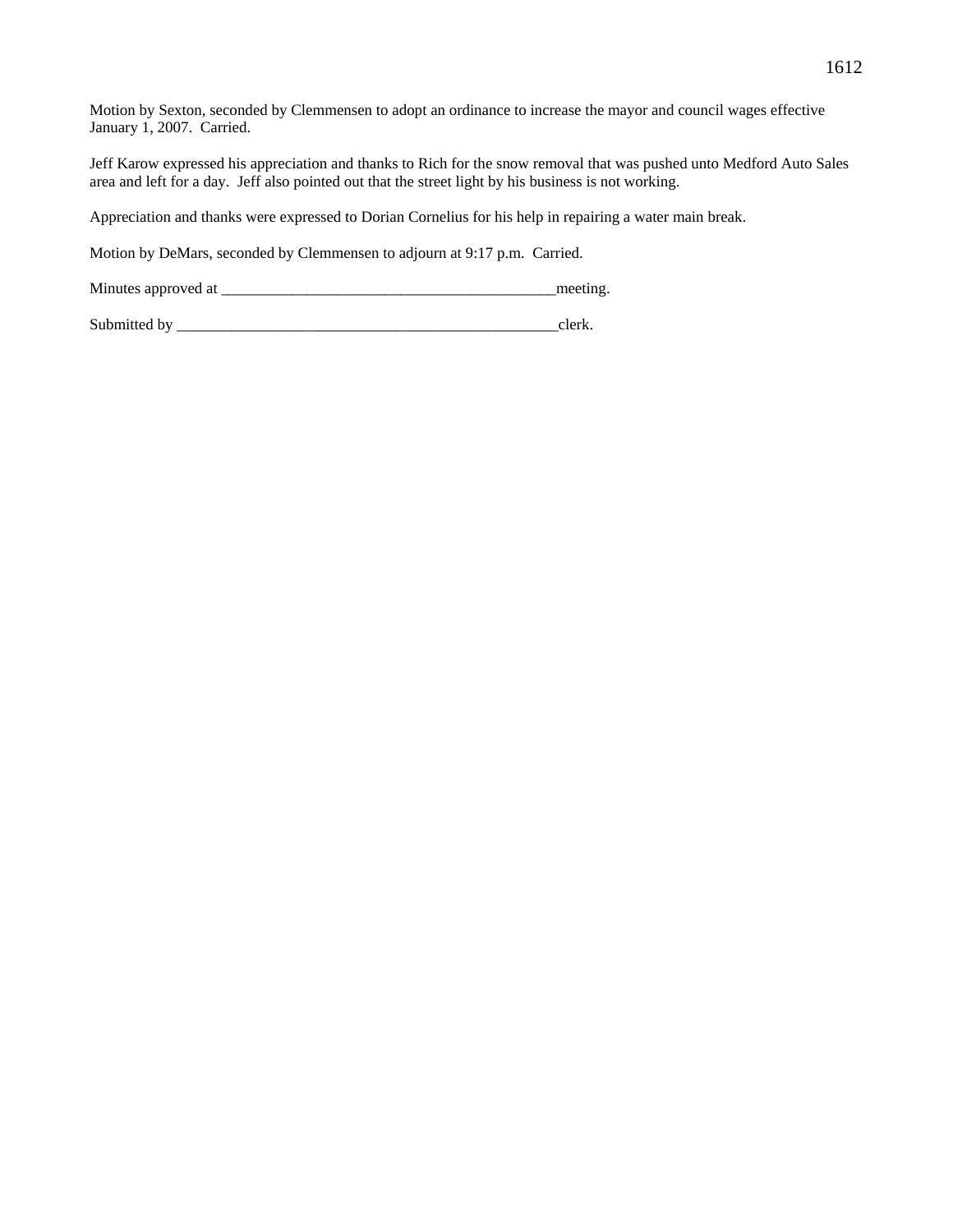Motion by Sexton, seconded by Clemmensen to adopt an ordinance to increase the mayor and council wages effective January 1, 2007. Carried.

Jeff Karow expressed his appreciation and thanks to Rich for the snow removal that was pushed unto Medford Auto Sales area and left for a day. Jeff also pointed out that the street light by his business is not working.

Appreciation and thanks were expressed to Dorian Cornelius for his help in repairing a water main break.

Motion by DeMars, seconded by Clemmensen to adjourn at 9:17 p.m. Carried.

Minutes approved at ___________________________________________meeting.

Submitted by ___________________________________________________clerk.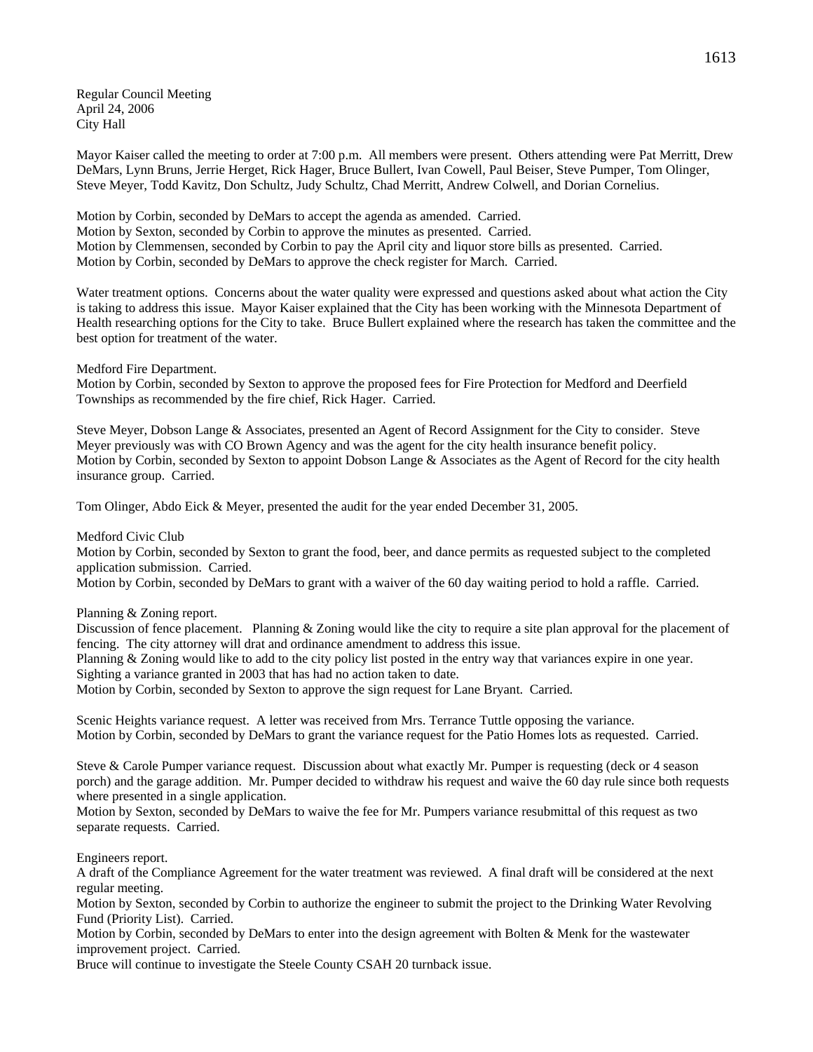Regular Council Meeting
April 24, 2006
City Hall

Mayor Kaiser called the meeting to order at 7:00 p.m. All members were present. Others attending were Pat Merritt, Drew DeMars, Lynn Bruns, Jerrie Herget, Rick Hager, Bruce Bullert, Ivan Cowell, Paul Beiser, Steve Pumper, Tom Olinger, Steve Meyer, Todd Kavitz, Don Schultz, Judy Schultz, Chad Merritt, Andrew Colwell, and Dorian Cornelius.

Motion by Corbin, seconded by DeMars to accept the agenda as amended. Carried.
Motion by Sexton, seconded by Corbin to approve the minutes as presented. Carried.
Motion by Clemmensen, seconded by Corbin to pay the April city and liquor store bills as presented. Carried.
Motion by Corbin, seconded by DeMars to approve the check register for March. Carried.

Water treatment options. Concerns about the water quality were expressed and questions asked about what action the City is taking to address this issue. Mayor Kaiser explained that the City has been working with the Minnesota Department of Health researching options for the City to take. Bruce Bullert explained where the research has taken the committee and the best option for treatment of the water.

Medford Fire Department.
Motion by Corbin, seconded by Sexton to approve the proposed fees for Fire Protection for Medford and Deerfield Townships as recommended by the fire chief, Rick Hager. Carried.

Steve Meyer, Dobson Lange & Associates, presented an Agent of Record Assignment for the City to consider. Steve Meyer previously was with CO Brown Agency and was the agent for the city health insurance benefit policy.
Motion by Corbin, seconded by Sexton to appoint Dobson Lange & Associates as the Agent of Record for the city health insurance group. Carried.

Tom Olinger, Abdo Eick & Meyer, presented the audit for the year ended December 31, 2005.

Medford Civic Club
Motion by Corbin, seconded by Sexton to grant the food, beer, and dance permits as requested subject to the completed application submission. Carried.
Motion by Corbin, seconded by DeMars to grant with a waiver of the 60 day waiting period to hold a raffle. Carried.

Planning & Zoning report.
Discussion of fence placement. Planning & Zoning would like the city to require a site plan approval for the placement of fencing. The city attorney will drat and ordinance amendment to address this issue.
Planning & Zoning would like to add to the city policy list posted in the entry way that variances expire in one year. Sighting a variance granted in 2003 that has had no action taken to date.
Motion by Corbin, seconded by Sexton to approve the sign request for Lane Bryant. Carried.

Scenic Heights variance request. A letter was received from Mrs. Terrance Tuttle opposing the variance.
Motion by Corbin, seconded by DeMars to grant the variance request for the Patio Homes lots as requested. Carried.

Steve & Carole Pumper variance request. Discussion about what exactly Mr. Pumper is requesting (deck or 4 season porch) and the garage addition. Mr. Pumper decided to withdraw his request and waive the 60 day rule since both requests where presented in a single application.
Motion by Sexton, seconded by DeMars to waive the fee for Mr. Pumpers variance resubmittal of this request as two separate requests. Carried.

Engineers report.
A draft of the Compliance Agreement for the water treatment was reviewed. A final draft will be considered at the next regular meeting.
Motion by Sexton, seconded by Corbin to authorize the engineer to submit the project to the Drinking Water Revolving Fund (Priority List). Carried.
Motion by Corbin, seconded by DeMars to enter into the design agreement with Bolten & Menk for the wastewater improvement project. Carried.
Bruce will continue to investigate the Steele County CSAH 20 turnback issue.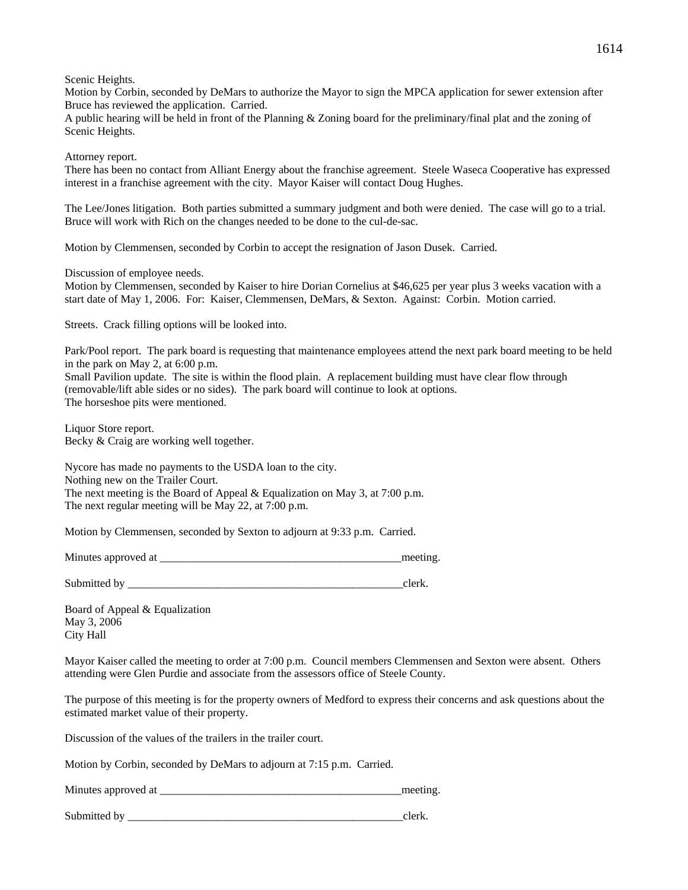Scenic Heights.
Motion by Corbin, seconded by DeMars to authorize the Mayor to sign the MPCA application for sewer extension after Bruce has reviewed the application. Carried.
A public hearing will be held in front of the Planning & Zoning board for the preliminary/final plat and the zoning of Scenic Heights.

Attorney report.
There has been no contact from Alliant Energy about the franchise agreement. Steele Waseca Cooperative has expressed interest in a franchise agreement with the city. Mayor Kaiser will contact Doug Hughes.

The Lee/Jones litigation. Both parties submitted a summary judgment and both were denied. The case will go to a trial. Bruce will work with Rich on the changes needed to be done to the cul-de-sac.

Motion by Clemmensen, seconded by Corbin to accept the resignation of Jason Dusek. Carried.

Discussion of employee needs.
Motion by Clemmensen, seconded by Kaiser to hire Dorian Cornelius at $46,625 per year plus 3 weeks vacation with a start date of May 1, 2006. For: Kaiser, Clemmensen, DeMars, & Sexton. Against: Corbin. Motion carried.

Streets. Crack filling options will be looked into.

Park/Pool report. The park board is requesting that maintenance employees attend the next park board meeting to be held in the park on May 2, at 6:00 p.m.
Small Pavilion update. The site is within the flood plain. A replacement building must have clear flow through (removable/lift able sides or no sides). The park board will continue to look at options.
The horseshoe pits were mentioned.

Liquor Store report.
Becky & Craig are working well together.

Nycore has made no payments to the USDA loan to the city.
Nothing new on the Trailer Court.
The next meeting is the Board of Appeal & Equalization on May 3, at 7:00 p.m.
The next regular meeting will be May 22, at 7:00 p.m.

Motion by Clemmensen, seconded by Sexton to adjourn at 9:33 p.m. Carried.

Minutes approved at ____________________________________________meeting.

Submitted by ___________________________________________________clerk.

Board of Appeal & Equalization
May 3, 2006
City Hall

Mayor Kaiser called the meeting to order at 7:00 p.m. Council members Clemmensen and Sexton were absent. Others attending were Glen Purdie and associate from the assessors office of Steele County.

The purpose of this meeting is for the property owners of Medford to express their concerns and ask questions about the estimated market value of their property.

Discussion of the values of the trailers in the trailer court.

Motion by Corbin, seconded by DeMars to adjourn at 7:15 p.m. Carried.

Minutes approved at ____________________________________________meeting.

Submitted by ___________________________________________________clerk.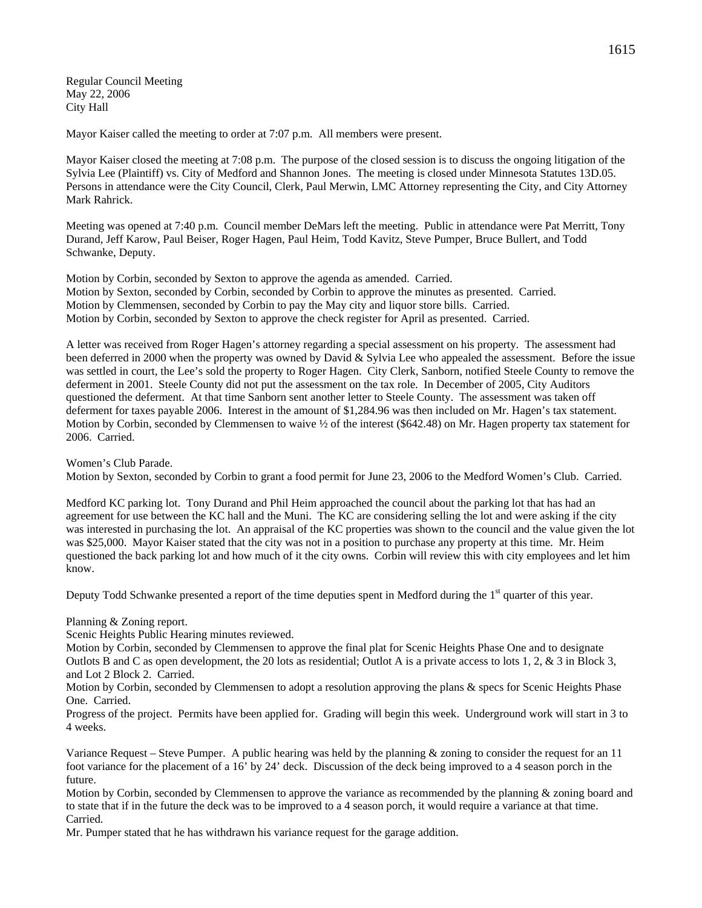Regular Council Meeting
May 22, 2006
City Hall

Mayor Kaiser called the meeting to order at 7:07 p.m. All members were present.

Mayor Kaiser closed the meeting at 7:08 p.m. The purpose of the closed session is to discuss the ongoing litigation of the Sylvia Lee (Plaintiff) vs. City of Medford and Shannon Jones. The meeting is closed under Minnesota Statutes 13D.05. Persons in attendance were the City Council, Clerk, Paul Merwin, LMC Attorney representing the City, and City Attorney Mark Rahrick.

Meeting was opened at 7:40 p.m. Council member DeMars left the meeting. Public in attendance were Pat Merritt, Tony Durand, Jeff Karow, Paul Beiser, Roger Hagen, Paul Heim, Todd Kavitz, Steve Pumper, Bruce Bullert, and Todd Schwanke, Deputy.

Motion by Corbin, seconded by Sexton to approve the agenda as amended. Carried.
Motion by Sexton, seconded by Corbin, seconded by Corbin to approve the minutes as presented. Carried.
Motion by Clemmensen, seconded by Corbin to pay the May city and liquor store bills. Carried.
Motion by Corbin, seconded by Sexton to approve the check register for April as presented. Carried.

A letter was received from Roger Hagen's attorney regarding a special assessment on his property. The assessment had been deferred in 2000 when the property was owned by David & Sylvia Lee who appealed the assessment. Before the issue was settled in court, the Lee's sold the property to Roger Hagen. City Clerk, Sanborn, notified Steele County to remove the deferment in 2001. Steele County did not put the assessment on the tax role. In December of 2005, City Auditors questioned the deferment. At that time Sanborn sent another letter to Steele County. The assessment was taken off deferment for taxes payable 2006. Interest in the amount of $1,284.96 was then included on Mr. Hagen's tax statement. Motion by Corbin, seconded by Clemmensen to waive ½ of the interest ($642.48) on Mr. Hagen property tax statement for 2006. Carried.

Women's Club Parade.
Motion by Sexton, seconded by Corbin to grant a food permit for June 23, 2006 to the Medford Women's Club. Carried.

Medford KC parking lot. Tony Durand and Phil Heim approached the council about the parking lot that has had an agreement for use between the KC hall and the Muni. The KC are considering selling the lot and were asking if the city was interested in purchasing the lot. An appraisal of the KC properties was shown to the council and the value given the lot was $25,000. Mayor Kaiser stated that the city was not in a position to purchase any property at this time. Mr. Heim questioned the back parking lot and how much of it the city owns. Corbin will review this with city employees and let him know.

Deputy Todd Schwanke presented a report of the time deputies spent in Medford during the 1st quarter of this year.

Planning & Zoning report.
Scenic Heights Public Hearing minutes reviewed.
Motion by Corbin, seconded by Clemmensen to approve the final plat for Scenic Heights Phase One and to designate Outlots B and C as open development, the 20 lots as residential; Outlot A is a private access to lots 1, 2, & 3 in Block 3, and Lot 2 Block 2. Carried.
Motion by Corbin, seconded by Clemmensen to adopt a resolution approving the plans & specs for Scenic Heights Phase One. Carried.
Progress of the project. Permits have been applied for. Grading will begin this week. Underground work will start in 3 to 4 weeks.

Variance Request – Steve Pumper. A public hearing was held by the planning & zoning to consider the request for an 11 foot variance for the placement of a 16' by 24' deck. Discussion of the deck being improved to a 4 season porch in the future.
Motion by Corbin, seconded by Clemmensen to approve the variance as recommended by the planning & zoning board and to state that if in the future the deck was to be improved to a 4 season porch, it would require a variance at that time. Carried.
Mr. Pumper stated that he has withdrawn his variance request for the garage addition.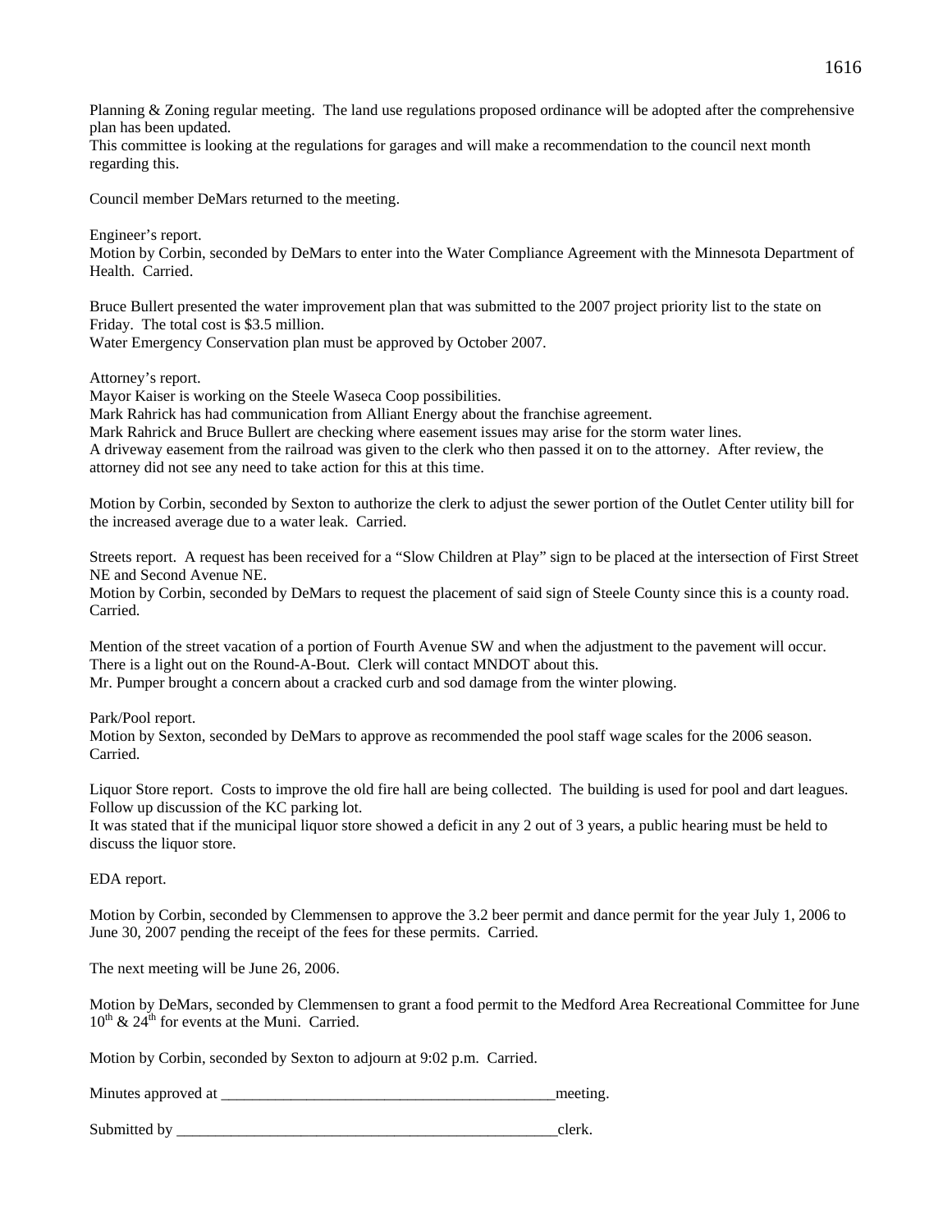Planning & Zoning regular meeting. The land use regulations proposed ordinance will be adopted after the comprehensive plan has been updated.
This committee is looking at the regulations for garages and will make a recommendation to the council next month regarding this.

Council member DeMars returned to the meeting.

Engineer's report.
Motion by Corbin, seconded by DeMars to enter into the Water Compliance Agreement with the Minnesota Department of Health. Carried.

Bruce Bullert presented the water improvement plan that was submitted to the 2007 project priority list to the state on Friday. The total cost is $3.5 million.
Water Emergency Conservation plan must be approved by October 2007.

Attorney's report.
Mayor Kaiser is working on the Steele Waseca Coop possibilities.
Mark Rahrick has had communication from Alliant Energy about the franchise agreement.
Mark Rahrick and Bruce Bullert are checking where easement issues may arise for the storm water lines.
A driveway easement from the railroad was given to the clerk who then passed it on to the attorney. After review, the attorney did not see any need to take action for this at this time.

Motion by Corbin, seconded by Sexton to authorize the clerk to adjust the sewer portion of the Outlet Center utility bill for the increased average due to a water leak. Carried.

Streets report. A request has been received for a "Slow Children at Play" sign to be placed at the intersection of First Street NE and Second Avenue NE.
Motion by Corbin, seconded by DeMars to request the placement of said sign of Steele County since this is a county road. Carried.

Mention of the street vacation of a portion of Fourth Avenue SW and when the adjustment to the pavement will occur.
There is a light out on the Round-A-Bout. Clerk will contact MNDOT about this.
Mr. Pumper brought a concern about a cracked curb and sod damage from the winter plowing.

Park/Pool report.
Motion by Sexton, seconded by DeMars to approve as recommended the pool staff wage scales for the 2006 season. Carried.

Liquor Store report. Costs to improve the old fire hall are being collected. The building is used for pool and dart leagues.
Follow up discussion of the KC parking lot.
It was stated that if the municipal liquor store showed a deficit in any 2 out of 3 years, a public hearing must be held to discuss the liquor store.

EDA report.

Motion by Corbin, seconded by Clemmensen to approve the 3.2 beer permit and dance permit for the year July 1, 2006 to June 30, 2007 pending the receipt of the fees for these permits. Carried.

The next meeting will be June 26, 2006.

Motion by DeMars, seconded by Clemmensen to grant a food permit to the Medford Area Recreational Committee for June 10th & 24th for events at the Muni. Carried.

Motion by Corbin, seconded by Sexton to adjourn at 9:02 p.m. Carried.

Minutes approved at \_\_\_\_\_\_\_\_\_\_\_\_\_\_\_\_\_\_\_\_\_\_\_\_\_\_\_\_\_\_\_\_\_\_\_\_\_\_\_\_\_\_\_\_meeting.

Submitted by \_\_\_\_\_\_\_\_\_\_\_\_\_\_\_\_\_\_\_\_\_\_\_\_\_\_\_\_\_\_\_\_\_\_\_\_\_\_\_\_\_\_\_\_\_\_\_\_\_\_clerk.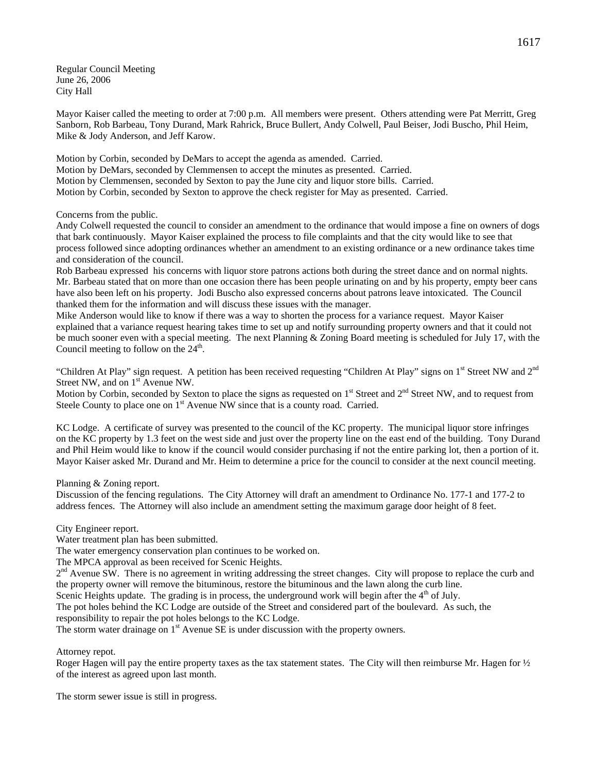Regular Council Meeting
June 26, 2006
City Hall

Mayor Kaiser called the meeting to order at 7:00 p.m. All members were present. Others attending were Pat Merritt, Greg Sanborn, Rob Barbeau, Tony Durand, Mark Rahrick, Bruce Bullert, Andy Colwell, Paul Beiser, Jodi Buscho, Phil Heim, Mike & Jody Anderson, and Jeff Karow.

Motion by Corbin, seconded by DeMars to accept the agenda as amended. Carried.
Motion by DeMars, seconded by Clemmensen to accept the minutes as presented. Carried.
Motion by Clemmensen, seconded by Sexton to pay the June city and liquor store bills. Carried.
Motion by Corbin, seconded by Sexton to approve the check register for May as presented. Carried.

Concerns from the public.
Andy Colwell requested the council to consider an amendment to the ordinance that would impose a fine on owners of dogs that bark continuously. Mayor Kaiser explained the process to file complaints and that the city would like to see that process followed since adopting ordinances whether an amendment to an existing ordinance or a new ordinance takes time and consideration of the council.
Rob Barbeau expressed his concerns with liquor store patrons actions both during the street dance and on normal nights. Mr. Barbeau stated that on more than one occasion there has been people urinating on and by his property, empty beer cans have also been left on his property. Jodi Buscho also expressed concerns about patrons leave intoxicated. The Council thanked them for the information and will discuss these issues with the manager.
Mike Anderson would like to know if there was a way to shorten the process for a variance request. Mayor Kaiser explained that a variance request hearing takes time to set up and notify surrounding property owners and that it could not be much sooner even with a special meeting. The next Planning & Zoning Board meeting is scheduled for July 17, with the Council meeting to follow on the 24th.

"Children At Play" sign request. A petition has been received requesting "Children At Play" signs on 1st Street NW and 2nd Street NW, and on 1st Avenue NW.
Motion by Corbin, seconded by Sexton to place the signs as requested on 1st Street and 2nd Street NW, and to request from Steele County to place one on 1st Avenue NW since that is a county road. Carried.

KC Lodge. A certificate of survey was presented to the council of the KC property. The municipal liquor store infringes on the KC property by 1.3 feet on the west side and just over the property line on the east end of the building. Tony Durand and Phil Heim would like to know if the council would consider purchasing if not the entire parking lot, then a portion of it. Mayor Kaiser asked Mr. Durand and Mr. Heim to determine a price for the council to consider at the next council meeting.

Planning & Zoning report.
Discussion of the fencing regulations. The City Attorney will draft an amendment to Ordinance No. 177-1 and 177-2 to address fences. The Attorney will also include an amendment setting the maximum garage door height of 8 feet.

City Engineer report.
Water treatment plan has been submitted.
The water emergency conservation plan continues to be worked on.
The MPCA approval as been received for Scenic Heights.
2nd Avenue SW. There is no agreement in writing addressing the street changes. City will propose to replace the curb and the property owner will remove the bituminous, restore the bituminous and the lawn along the curb line.
Scenic Heights update. The grading is in process, the underground work will begin after the 4th of July.
The pot holes behind the KC Lodge are outside of the Street and considered part of the boulevard. As such, the responsibility to repair the pot holes belongs to the KC Lodge.
The storm water drainage on 1st Avenue SE is under discussion with the property owners.

Attorney repot.
Roger Hagen will pay the entire property taxes as the tax statement states. The City will then reimburse Mr. Hagen for ½ of the interest as agreed upon last month.

The storm sewer issue is still in progress.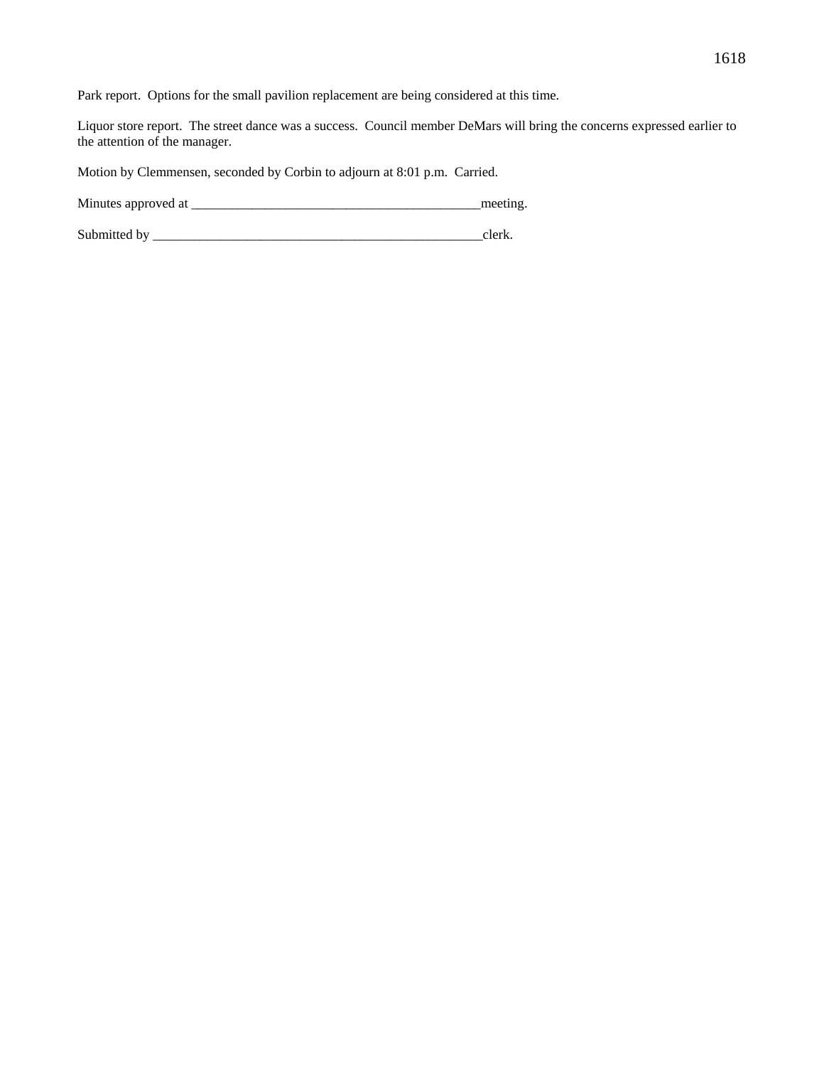Park report. Options for the small pavilion replacement are being considered at this time.

Liquor store report. The street dance was a success. Council member DeMars will bring the concerns expressed earlier to the attention of the manager.

Motion by Clemmensen, seconded by Corbin to adjourn at 8:01 p.m. Carried.

Minutes approved at ___________________________________________meeting.

Submitted by ___________________________________________________clerk.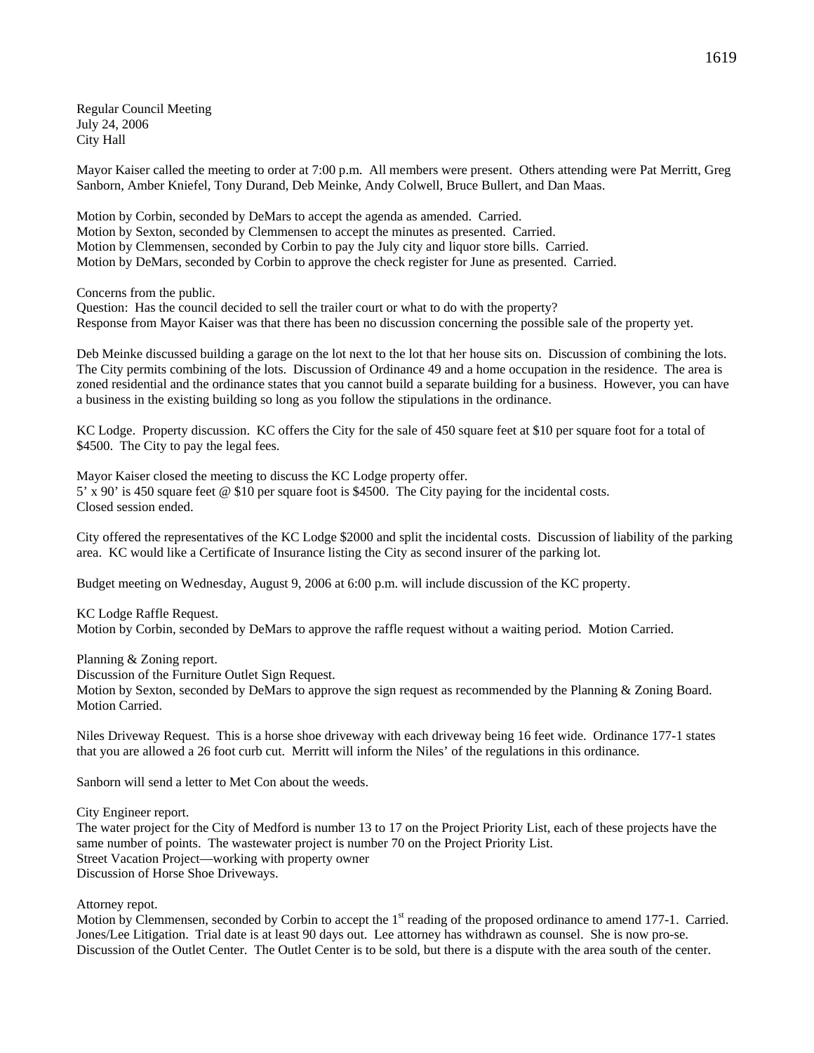Regular Council Meeting
July 24, 2006
City Hall

Mayor Kaiser called the meeting to order at 7:00 p.m. All members were present. Others attending were Pat Merritt, Greg Sanborn, Amber Kniefel, Tony Durand, Deb Meinke, Andy Colwell, Bruce Bullert, and Dan Maas.

Motion by Corbin, seconded by DeMars to accept the agenda as amended. Carried.
Motion by Sexton, seconded by Clemmensen to accept the minutes as presented. Carried.
Motion by Clemmensen, seconded by Corbin to pay the July city and liquor store bills. Carried.
Motion by DeMars, seconded by Corbin to approve the check register for June as presented. Carried.

Concerns from the public.
Question: Has the council decided to sell the trailer court or what to do with the property?
Response from Mayor Kaiser was that there has been no discussion concerning the possible sale of the property yet.

Deb Meinke discussed building a garage on the lot next to the lot that her house sits on. Discussion of combining the lots. The City permits combining of the lots. Discussion of Ordinance 49 and a home occupation in the residence. The area is zoned residential and the ordinance states that you cannot build a separate building for a business. However, you can have a business in the existing building so long as you follow the stipulations in the ordinance.

KC Lodge. Property discussion. KC offers the City for the sale of 450 square feet at $10 per square foot for a total of $4500. The City to pay the legal fees.

Mayor Kaiser closed the meeting to discuss the KC Lodge property offer.
5' x 90' is 450 square feet @ $10 per square foot is $4500. The City paying for the incidental costs.
Closed session ended.

City offered the representatives of the KC Lodge $2000 and split the incidental costs. Discussion of liability of the parking area. KC would like a Certificate of Insurance listing the City as second insurer of the parking lot.

Budget meeting on Wednesday, August 9, 2006 at 6:00 p.m. will include discussion of the KC property.

KC Lodge Raffle Request.
Motion by Corbin, seconded by DeMars to approve the raffle request without a waiting period. Motion Carried.

Planning & Zoning report.
Discussion of the Furniture Outlet Sign Request.
Motion by Sexton, seconded by DeMars to approve the sign request as recommended by the Planning & Zoning Board. Motion Carried.

Niles Driveway Request. This is a horse shoe driveway with each driveway being 16 feet wide. Ordinance 177-1 states that you are allowed a 26 foot curb cut. Merritt will inform the Niles' of the regulations in this ordinance.

Sanborn will send a letter to Met Con about the weeds.

City Engineer report.
The water project for the City of Medford is number 13 to 17 on the Project Priority List, each of these projects have the same number of points. The wastewater project is number 70 on the Project Priority List.
Street Vacation Project—working with property owner
Discussion of Horse Shoe Driveways.

Attorney repot.
Motion by Clemmensen, seconded by Corbin to accept the 1st reading of the proposed ordinance to amend 177-1. Carried.
Jones/Lee Litigation. Trial date is at least 90 days out. Lee attorney has withdrawn as counsel. She is now pro-se.
Discussion of the Outlet Center. The Outlet Center is to be sold, but there is a dispute with the area south of the center.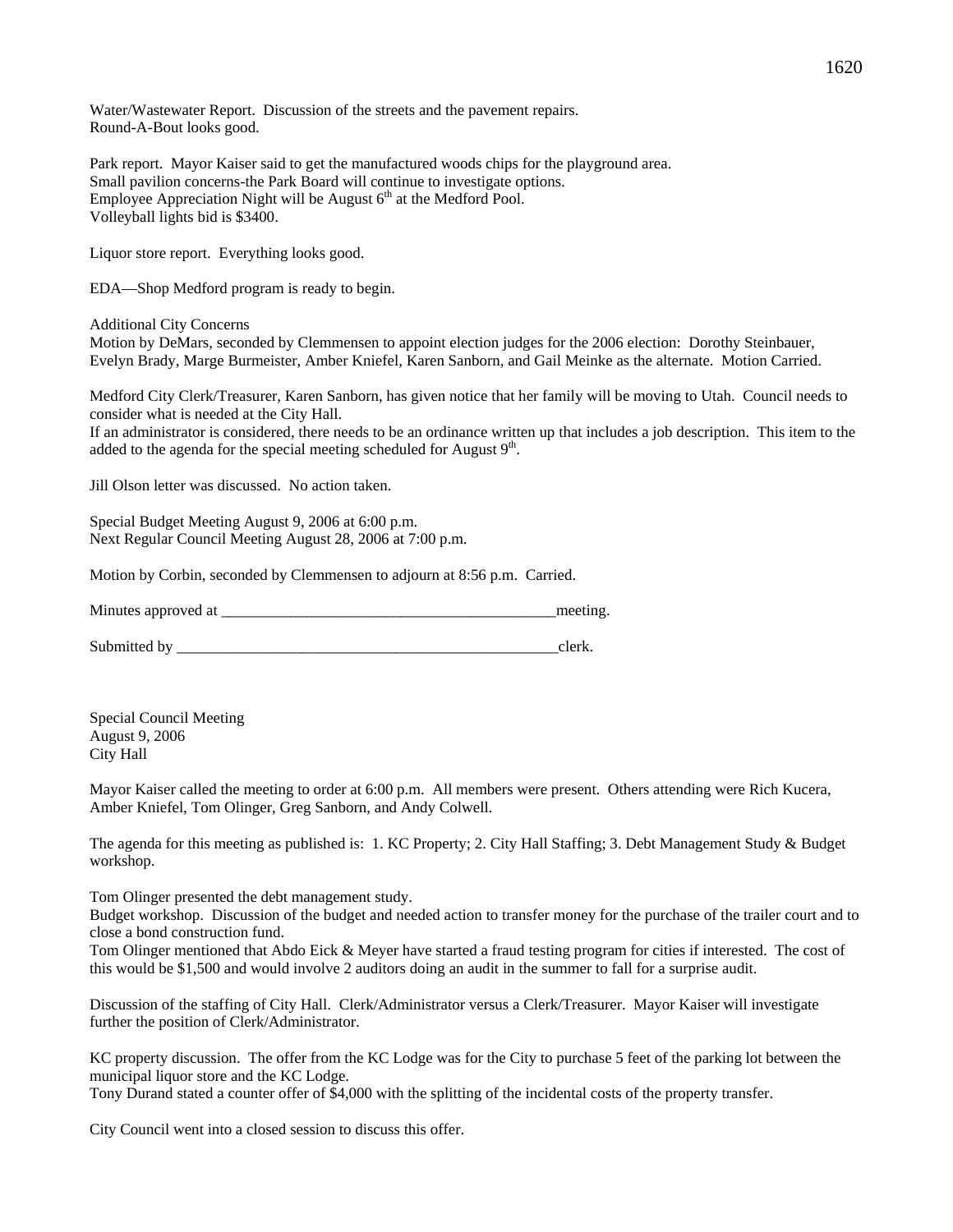Water/Wastewater Report. Discussion of the streets and the pavement repairs.
Round-A-Bout looks good.

Park report. Mayor Kaiser said to get the manufactured woods chips for the playground area.
Small pavilion concerns-the Park Board will continue to investigate options.
Employee Appreciation Night will be August 6th at the Medford Pool.
Volleyball lights bid is $3400.

Liquor store report. Everything looks good.

EDA—Shop Medford program is ready to begin.

Additional City Concerns
Motion by DeMars, seconded by Clemmensen to appoint election judges for the 2006 election: Dorothy Steinbauer, Evelyn Brady, Marge Burmeister, Amber Kniefel, Karen Sanborn, and Gail Meinke as the alternate. Motion Carried.

Medford City Clerk/Treasurer, Karen Sanborn, has given notice that her family will be moving to Utah. Council needs to consider what is needed at the City Hall.
If an administrator is considered, there needs to be an ordinance written up that includes a job description. This item to the added to the agenda for the special meeting scheduled for August 9th.

Jill Olson letter was discussed. No action taken.

Special Budget Meeting August 9, 2006 at 6:00 p.m.
Next Regular Council Meeting August 28, 2006 at 7:00 p.m.

Motion by Corbin, seconded by Clemmensen to adjourn at 8:56 p.m. Carried.

Minutes approved at ___________________________________________meeting.

Submitted by __________________________________________________clerk.

Special Council Meeting
August 9, 2006
City Hall

Mayor Kaiser called the meeting to order at 6:00 p.m. All members were present. Others attending were Rich Kucera, Amber Kniefel, Tom Olinger, Greg Sanborn, and Andy Colwell.

The agenda for this meeting as published is: 1. KC Property; 2. City Hall Staffing; 3. Debt Management Study & Budget workshop.

Tom Olinger presented the debt management study.
Budget workshop. Discussion of the budget and needed action to transfer money for the purchase of the trailer court and to close a bond construction fund.
Tom Olinger mentioned that Abdo Eick & Meyer have started a fraud testing program for cities if interested. The cost of this would be $1,500 and would involve 2 auditors doing an audit in the summer to fall for a surprise audit.

Discussion of the staffing of City Hall. Clerk/Administrator versus a Clerk/Treasurer. Mayor Kaiser will investigate further the position of Clerk/Administrator.

KC property discussion. The offer from the KC Lodge was for the City to purchase 5 feet of the parking lot between the municipal liquor store and the KC Lodge.
Tony Durand stated a counter offer of $4,000 with the splitting of the incidental costs of the property transfer.

City Council went into a closed session to discuss this offer.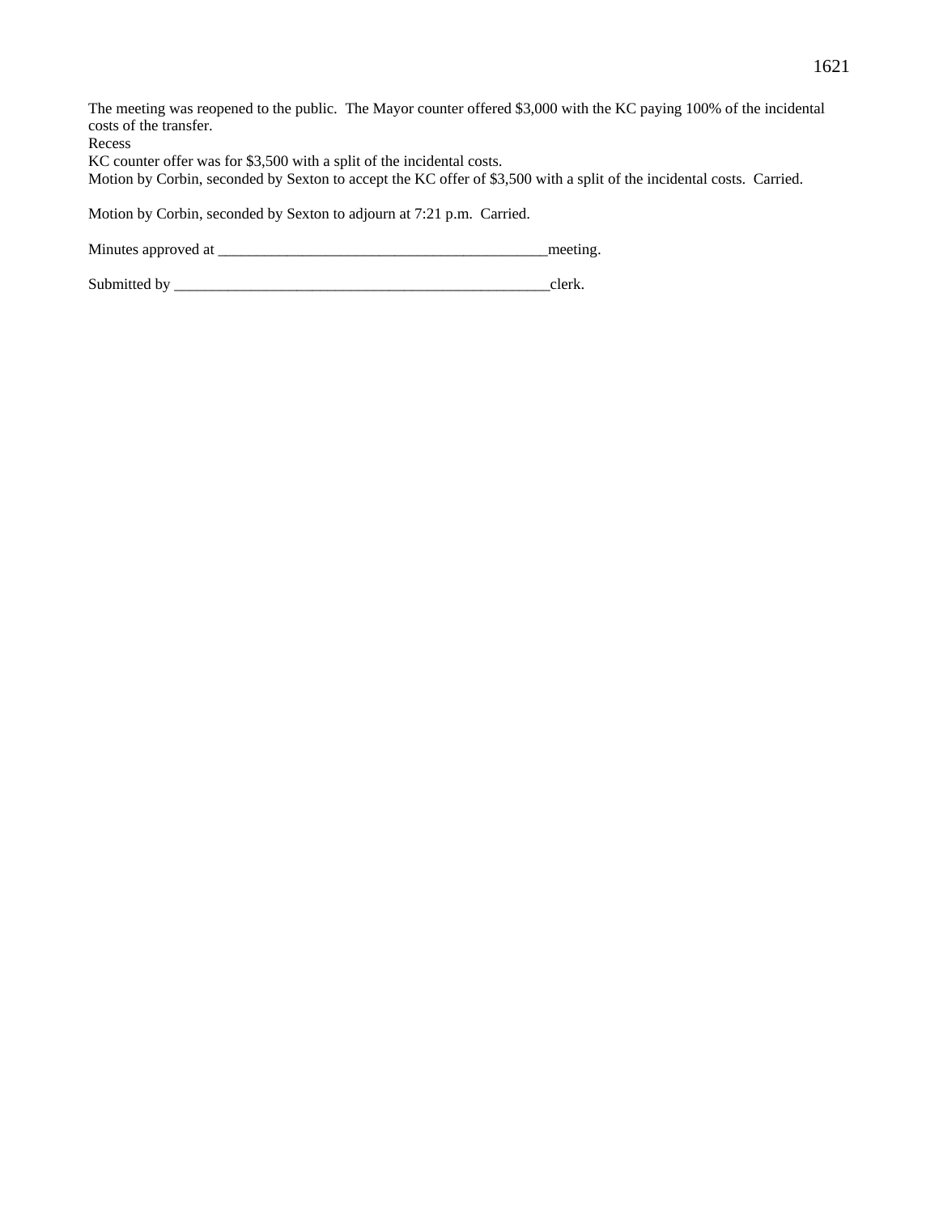The meeting was reopened to the public. The Mayor counter offered $3,000 with the KC paying 100% of the incidental costs of the transfer.

Recess

KC counter offer was for $3,500 with a split of the incidental costs.

Motion by Corbin, seconded by Sexton to accept the KC offer of $3,500 with a split of the incidental costs. Carried.

Motion by Corbin, seconded by Sexton to adjourn at 7:21 p.m. Carried.

Minutes approved at ___________________________________________meeting.

Submitted by _________________________________________________clerk.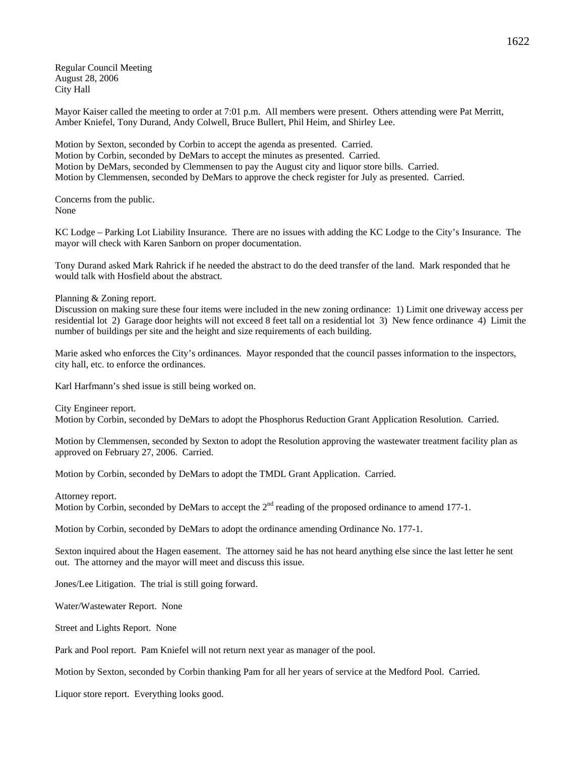Regular Council Meeting
August 28, 2006
City Hall

Mayor Kaiser called the meeting to order at 7:01 p.m. All members were present. Others attending were Pat Merritt, Amber Kniefel, Tony Durand, Andy Colwell, Bruce Bullert, Phil Heim, and Shirley Lee.

Motion by Sexton, seconded by Corbin to accept the agenda as presented. Carried.
Motion by Corbin, seconded by DeMars to accept the minutes as presented. Carried.
Motion by DeMars, seconded by Clemmensen to pay the August city and liquor store bills. Carried.
Motion by Clemmensen, seconded by DeMars to approve the check register for July as presented. Carried.

Concerns from the public.
None

KC Lodge – Parking Lot Liability Insurance. There are no issues with adding the KC Lodge to the City's Insurance. The mayor will check with Karen Sanborn on proper documentation.

Tony Durand asked Mark Rahrick if he needed the abstract to do the deed transfer of the land. Mark responded that he would talk with Hosfield about the abstract.

Planning & Zoning report.
Discussion on making sure these four items were included in the new zoning ordinance: 1) Limit one driveway access per residential lot 2) Garage door heights will not exceed 8 feet tall on a residential lot 3) New fence ordinance 4) Limit the number of buildings per site and the height and size requirements of each building.

Marie asked who enforces the City's ordinances. Mayor responded that the council passes information to the inspectors, city hall, etc. to enforce the ordinances.

Karl Harfmann's shed issue is still being worked on.

City Engineer report.
Motion by Corbin, seconded by DeMars to adopt the Phosphorus Reduction Grant Application Resolution. Carried.

Motion by Clemmensen, seconded by Sexton to adopt the Resolution approving the wastewater treatment facility plan as approved on February 27, 2006. Carried.

Motion by Corbin, seconded by DeMars to adopt the TMDL Grant Application. Carried.

Attorney report.
Motion by Corbin, seconded by DeMars to accept the 2nd reading of the proposed ordinance to amend 177-1.

Motion by Corbin, seconded by DeMars to adopt the ordinance amending Ordinance No. 177-1.

Sexton inquired about the Hagen easement. The attorney said he has not heard anything else since the last letter he sent out. The attorney and the mayor will meet and discuss this issue.

Jones/Lee Litigation. The trial is still going forward.

Water/Wastewater Report. None

Street and Lights Report. None

Park and Pool report. Pam Kniefel will not return next year as manager of the pool.

Motion by Sexton, seconded by Corbin thanking Pam for all her years of service at the Medford Pool. Carried.

Liquor store report. Everything looks good.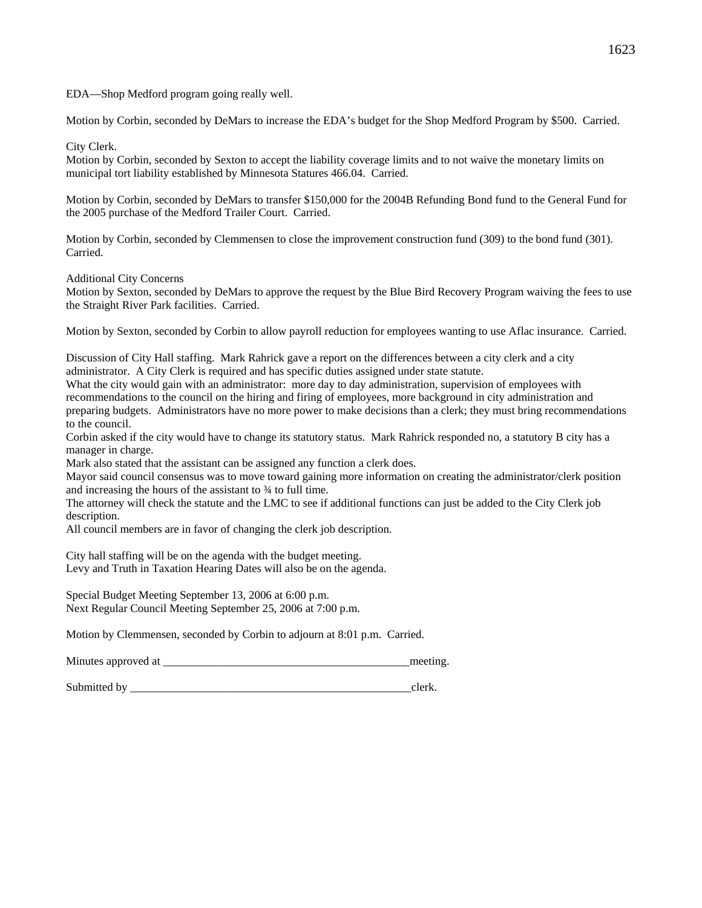EDA—Shop Medford program going really well.

Motion by Corbin, seconded by DeMars to increase the EDA's budget for the Shop Medford Program by $500. Carried.

City Clerk.
Motion by Corbin, seconded by Sexton to accept the liability coverage limits and to not waive the monetary limits on municipal tort liability established by Minnesota Statures 466.04. Carried.

Motion by Corbin, seconded by DeMars to transfer $150,000 for the 2004B Refunding Bond fund to the General Fund for the 2005 purchase of the Medford Trailer Court. Carried.

Motion by Corbin, seconded by Clemmensen to close the improvement construction fund (309) to the bond fund (301). Carried.

Additional City Concerns
Motion by Sexton, seconded by DeMars to approve the request by the Blue Bird Recovery Program waiving the fees to use the Straight River Park facilities. Carried.

Motion by Sexton, seconded by Corbin to allow payroll reduction for employees wanting to use Aflac insurance. Carried.

Discussion of City Hall staffing. Mark Rahrick gave a report on the differences between a city clerk and a city administrator. A City Clerk is required and has specific duties assigned under state statute.
What the city would gain with an administrator: more day to day administration, supervision of employees with recommendations to the council on the hiring and firing of employees, more background in city administration and preparing budgets. Administrators have no more power to make decisions than a clerk; they must bring recommendations to the council.
Corbin asked if the city would have to change its statutory status. Mark Rahrick responded no, a statutory B city has a manager in charge.
Mark also stated that the assistant can be assigned any function a clerk does.
Mayor said council consensus was to move toward gaining more information on creating the administrator/clerk position and increasing the hours of the assistant to ¾ to full time.
The attorney will check the statute and the LMC to see if additional functions can just be added to the City Clerk job description.
All council members are in favor of changing the clerk job description.

City hall staffing will be on the agenda with the budget meeting.
Levy and Truth in Taxation Hearing Dates will also be on the agenda.

Special Budget Meeting September 13, 2006 at 6:00 p.m.
Next Regular Council Meeting September 25, 2006 at 7:00 p.m.

Motion by Clemmensen, seconded by Corbin to adjourn at 8:01 p.m. Carried.

Minutes approved at ___________________________________________meeting.

Submitted by __________________________________________________clerk.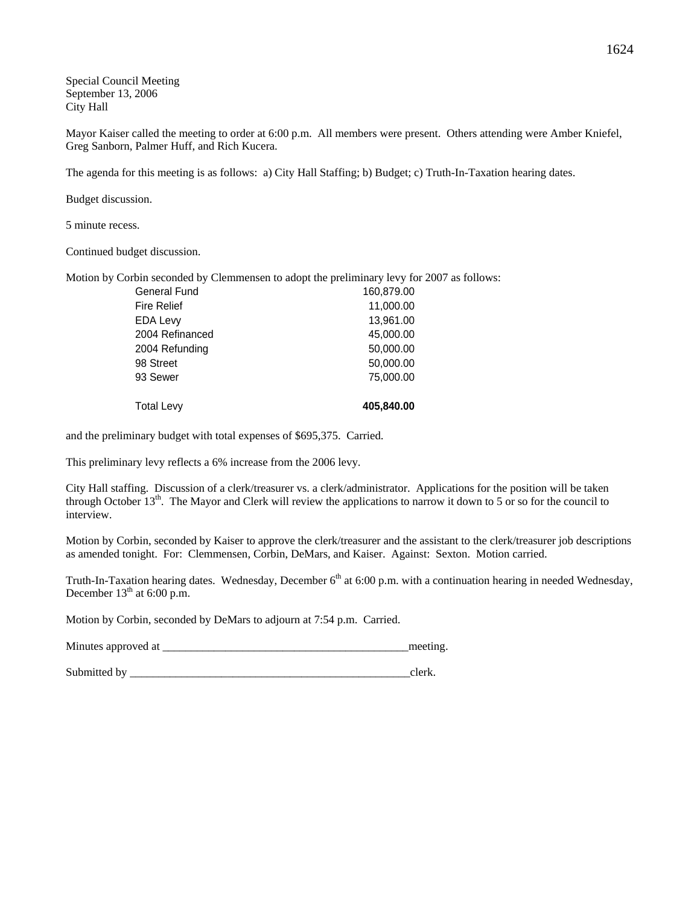Special Council Meeting
September 13, 2006
City Hall

Mayor Kaiser called the meeting to order at 6:00 p.m. All members were present. Others attending were Amber Kniefel, Greg Sanborn, Palmer Huff, and Rich Kucera.

The agenda for this meeting is as follows: a) City Hall Staffing; b) Budget; c) Truth-In-Taxation hearing dates.

Budget discussion.

5 minute recess.

Continued budget discussion.

Motion by Corbin seconded by Clemmensen to adopt the preliminary levy for 2007 as follows:

| | |
|---|---|
| General Fund | 160,879.00 |
| Fire Relief | 11,000.00 |
| EDA Levy | 13,961.00 |
| 2004 Refinanced | 45,000.00 |
| 2004 Refunding | 50,000.00 |
| 98 Street | 50,000.00 |
| 93 Sewer | 75,000.00 |
| Total Levy | **405,840.00** |

and the preliminary budget with total expenses of $695,375. Carried.

This preliminary levy reflects a 6% increase from the 2006 levy.

City Hall staffing. Discussion of a clerk/treasurer vs. a clerk/administrator. Applications for the position will be taken through October 13th. The Mayor and Clerk will review the applications to narrow it down to 5 or so for the council to interview.

Motion by Corbin, seconded by Kaiser to approve the clerk/treasurer and the assistant to the clerk/treasurer job descriptions as amended tonight. For: Clemmensen, Corbin, DeMars, and Kaiser. Against: Sexton. Motion carried.

Truth-In-Taxation hearing dates. Wednesday, December 6th at 6:00 p.m. with a continuation hearing in needed Wednesday, December 13th at 6:00 p.m.

Motion by Corbin, seconded by DeMars to adjourn at 7:54 p.m. Carried.

Minutes approved at ____________________________________________meeting.

Submitted by ____________________________________________________clerk.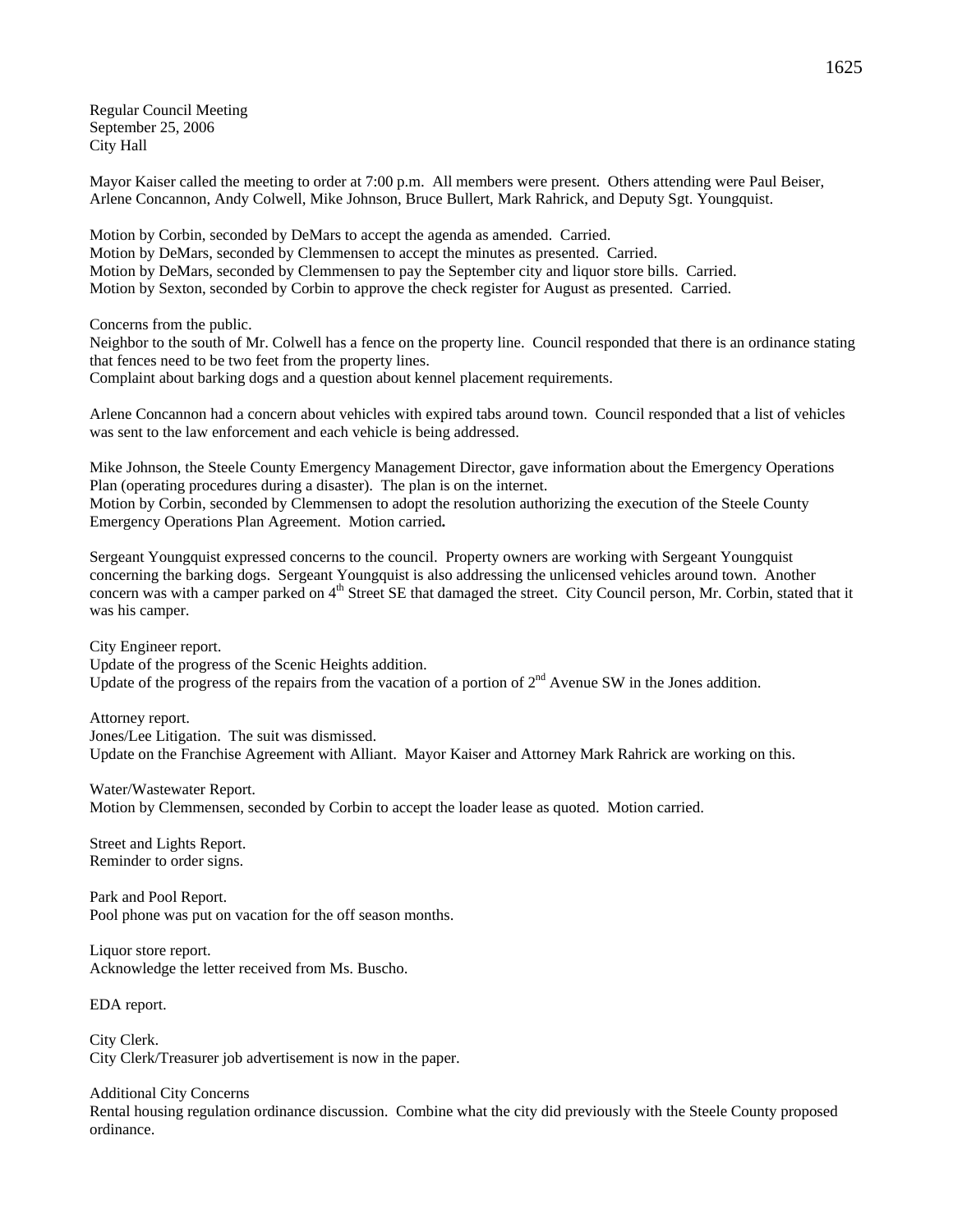Regular Council Meeting
September 25, 2006
City Hall

Mayor Kaiser called the meeting to order at 7:00 p.m. All members were present. Others attending were Paul Beiser, Arlene Concannon, Andy Colwell, Mike Johnson, Bruce Bullert, Mark Rahrick, and Deputy Sgt. Youngquist.

Motion by Corbin, seconded by DeMars to accept the agenda as amended. Carried.
Motion by DeMars, seconded by Clemmensen to accept the minutes as presented. Carried.
Motion by DeMars, seconded by Clemmensen to pay the September city and liquor store bills. Carried.
Motion by Sexton, seconded by Corbin to approve the check register for August as presented. Carried.

Concerns from the public.
Neighbor to the south of Mr. Colwell has a fence on the property line. Council responded that there is an ordinance stating that fences need to be two feet from the property lines.
Complaint about barking dogs and a question about kennel placement requirements.

Arlene Concannon had a concern about vehicles with expired tabs around town. Council responded that a list of vehicles was sent to the law enforcement and each vehicle is being addressed.

Mike Johnson, the Steele County Emergency Management Director, gave information about the Emergency Operations Plan (operating procedures during a disaster). The plan is on the internet.
Motion by Corbin, seconded by Clemmensen to adopt the resolution authorizing the execution of the Steele County Emergency Operations Plan Agreement. Motion carried**.**

Sergeant Youngquist expressed concerns to the council. Property owners are working with Sergeant Youngquist concerning the barking dogs. Sergeant Youngquist is also addressing the unlicensed vehicles around town. Another concern was with a camper parked on 4th Street SE that damaged the street. City Council person, Mr. Corbin, stated that it was his camper.

City Engineer report.
Update of the progress of the Scenic Heights addition.
Update of the progress of the repairs from the vacation of a portion of 2nd Avenue SW in the Jones addition.

Attorney report.
Jones/Lee Litigation. The suit was dismissed.
Update on the Franchise Agreement with Alliant. Mayor Kaiser and Attorney Mark Rahrick are working on this.

Water/Wastewater Report.
Motion by Clemmensen, seconded by Corbin to accept the loader lease as quoted. Motion carried.

Street and Lights Report.
Reminder to order signs.

Park and Pool Report.
Pool phone was put on vacation for the off season months.

Liquor store report.
Acknowledge the letter received from Ms. Buscho.

EDA report.

City Clerk.
City Clerk/Treasurer job advertisement is now in the paper.

Additional City Concerns
Rental housing regulation ordinance discussion. Combine what the city did previously with the Steele County proposed ordinance.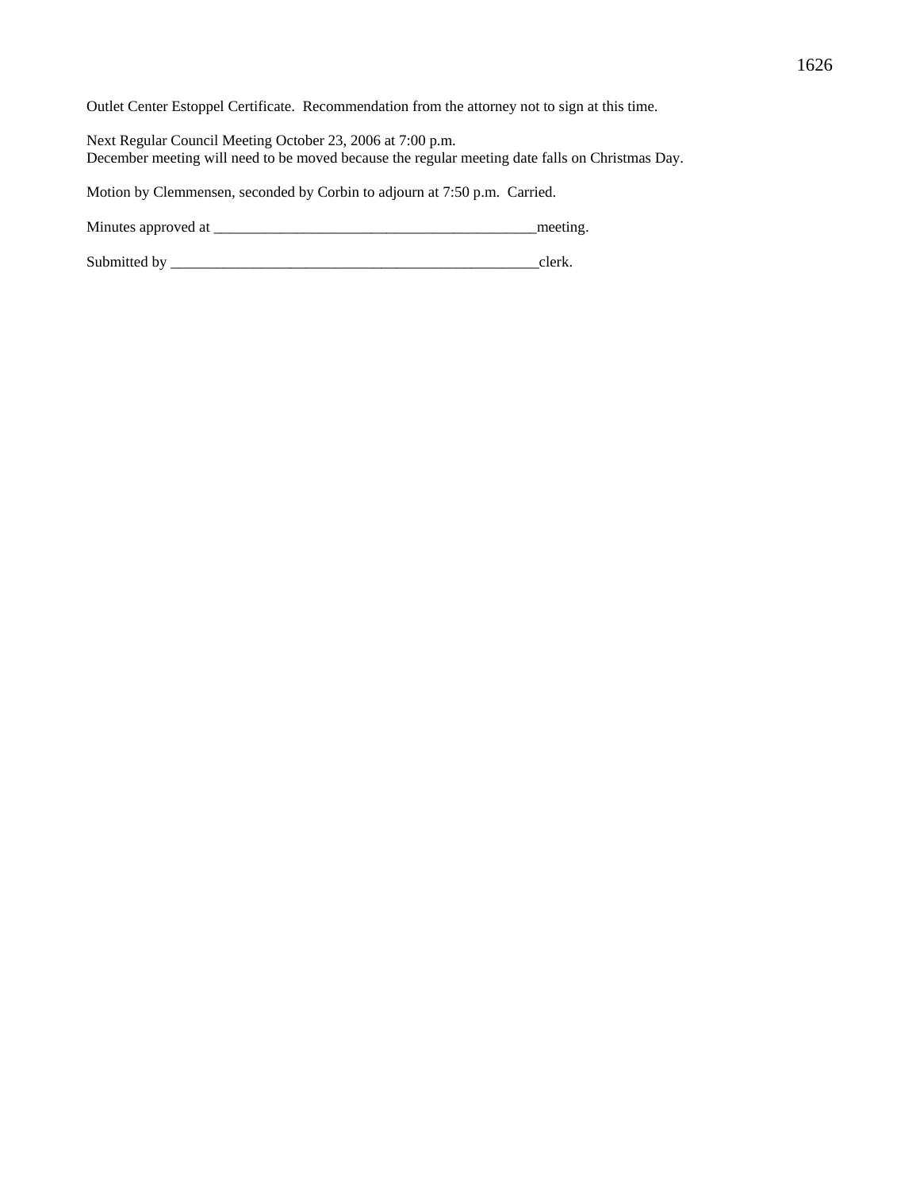Outlet Center Estoppel Certificate. Recommendation from the attorney not to sign at this time.

Next Regular Council Meeting October 23, 2006 at 7:00 p.m.
December meeting will need to be moved because the regular meeting date falls on Christmas Day.

Motion by Clemmensen, seconded by Corbin to adjourn at 7:50 p.m. Carried.

Minutes approved at ___________________________________________meeting.

Submitted by _________________________________________________clerk.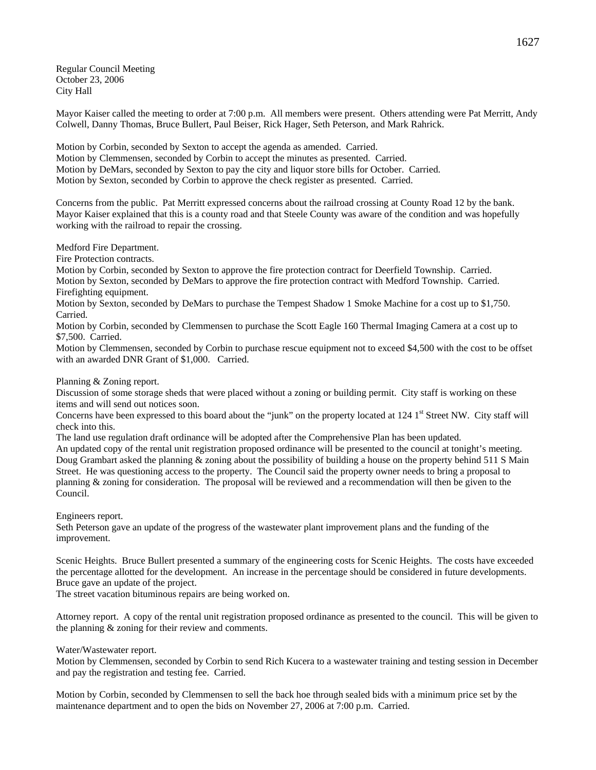Regular Council Meeting
October 23, 2006
City Hall

Mayor Kaiser called the meeting to order at 7:00 p.m. All members were present. Others attending were Pat Merritt, Andy Colwell, Danny Thomas, Bruce Bullert, Paul Beiser, Rick Hager, Seth Peterson, and Mark Rahrick.

Motion by Corbin, seconded by Sexton to accept the agenda as amended. Carried.
Motion by Clemmensen, seconded by Corbin to accept the minutes as presented. Carried.
Motion by DeMars, seconded by Sexton to pay the city and liquor store bills for October. Carried.
Motion by Sexton, seconded by Corbin to approve the check register as presented. Carried.

Concerns from the public. Pat Merritt expressed concerns about the railroad crossing at County Road 12 by the bank. Mayor Kaiser explained that this is a county road and that Steele County was aware of the condition and was hopefully working with the railroad to repair the crossing.

Medford Fire Department.
Fire Protection contracts.
Motion by Corbin, seconded by Sexton to approve the fire protection contract for Deerfield Township. Carried.
Motion by Sexton, seconded by DeMars to approve the fire protection contract with Medford Township. Carried.
Firefighting equipment.
Motion by Sexton, seconded by DeMars to purchase the Tempest Shadow 1 Smoke Machine for a cost up to $1,750. Carried.
Motion by Corbin, seconded by Clemmensen to purchase the Scott Eagle 160 Thermal Imaging Camera at a cost up to $7,500. Carried.
Motion by Clemmensen, seconded by Corbin to purchase rescue equipment not to exceed $4,500 with the cost to be offset with an awarded DNR Grant of $1,000. Carried.

Planning & Zoning report.
Discussion of some storage sheds that were placed without a zoning or building permit. City staff is working on these items and will send out notices soon.
Concerns have been expressed to this board about the "junk" on the property located at 124 1st Street NW. City staff will check into this.
The land use regulation draft ordinance will be adopted after the Comprehensive Plan has been updated.
An updated copy of the rental unit registration proposed ordinance will be presented to the council at tonight's meeting.
Doug Grambart asked the planning & zoning about the possibility of building a house on the property behind 511 S Main Street. He was questioning access to the property. The Council said the property owner needs to bring a proposal to planning & zoning for consideration. The proposal will be reviewed and a recommendation will then be given to the Council.

Engineers report.
Seth Peterson gave an update of the progress of the wastewater plant improvement plans and the funding of the improvement.

Scenic Heights. Bruce Bullert presented a summary of the engineering costs for Scenic Heights. The costs have exceeded the percentage allotted for the development. An increase in the percentage should be considered in future developments. Bruce gave an update of the project.
The street vacation bituminous repairs are being worked on.

Attorney report. A copy of the rental unit registration proposed ordinance as presented to the council. This will be given to the planning & zoning for their review and comments.

Water/Wastewater report.
Motion by Clemmensen, seconded by Corbin to send Rich Kucera to a wastewater training and testing session in December and pay the registration and testing fee. Carried.

Motion by Corbin, seconded by Clemmensen to sell the back hoe through sealed bids with a minimum price set by the maintenance department and to open the bids on November 27, 2006 at 7:00 p.m. Carried.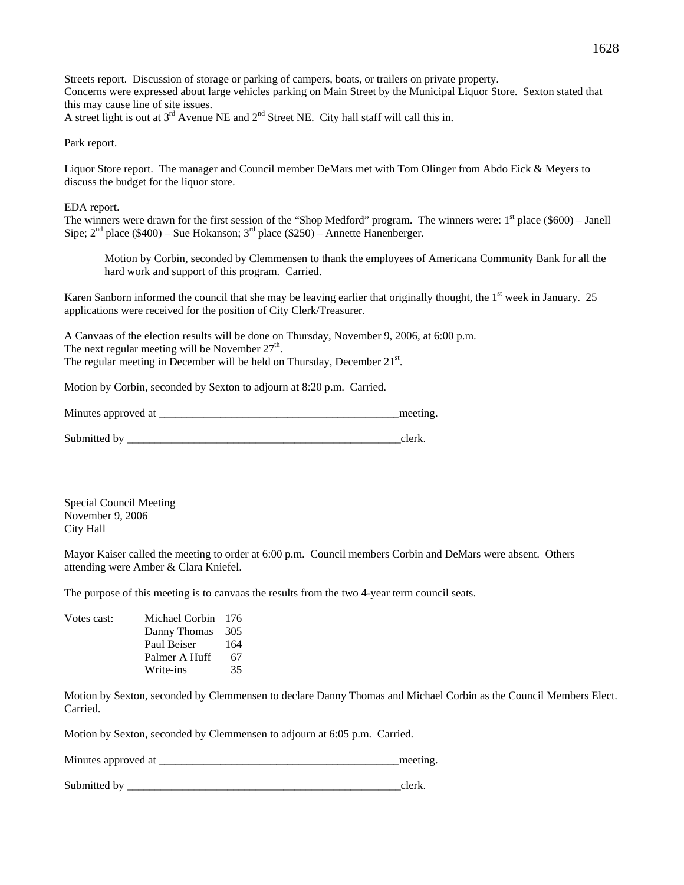Streets report. Discussion of storage or parking of campers, boats, or trailers on private property.
Concerns were expressed about large vehicles parking on Main Street by the Municipal Liquor Store. Sexton stated that this may cause line of site issues.
A street light is out at 3rd Avenue NE and 2nd Street NE. City hall staff will call this in.

Park report.

Liquor Store report. The manager and Council member DeMars met with Tom Olinger from Abdo Eick & Meyers to discuss the budget for the liquor store.

EDA report.
The winners were drawn for the first session of the "Shop Medford" program. The winners were: 1st place ($600) – Janell Sipe; 2nd place ($400) – Sue Hokanson; 3rd place ($250) – Annette Hanenberger.

> Motion by Corbin, seconded by Clemmensen to thank the employees of Americana Community Bank for all the hard work and support of this program. Carried.

Karen Sanborn informed the council that she may be leaving earlier that originally thought, the 1st week in January. 25 applications were received for the position of City Clerk/Treasurer.

A Canvaas of the election results will be done on Thursday, November 9, 2006, at 6:00 p.m.
The next regular meeting will be November 27th.
The regular meeting in December will be held on Thursday, December 21st.

Motion by Corbin, seconded by Sexton to adjourn at 8:20 p.m. Carried.

Minutes approved at ___________________________________________meeting.

Submitted by __________________________________________________clerk.

Special Council Meeting
November 9, 2006
City Hall

Mayor Kaiser called the meeting to order at 6:00 p.m. Council members Corbin and DeMars were absent. Others attending were Amber & Clara Kniefel.

The purpose of this meeting is to canvaas the results from the two 4-year term council seats.

| Votes cast: | | |
|---|---|---|
| | Michael Corbin | 176 |
| | Danny Thomas | 305 |
| | Paul Beiser | 164 |
| | Palmer A Huff | 67 |
| | Write-ins | 35 |

Motion by Sexton, seconded by Clemmensen to declare Danny Thomas and Michael Corbin as the Council Members Elect. Carried.

Motion by Sexton, seconded by Clemmensen to adjourn at 6:05 p.m. Carried.

Minutes approved at ___________________________________________meeting.

Submitted by __________________________________________________clerk.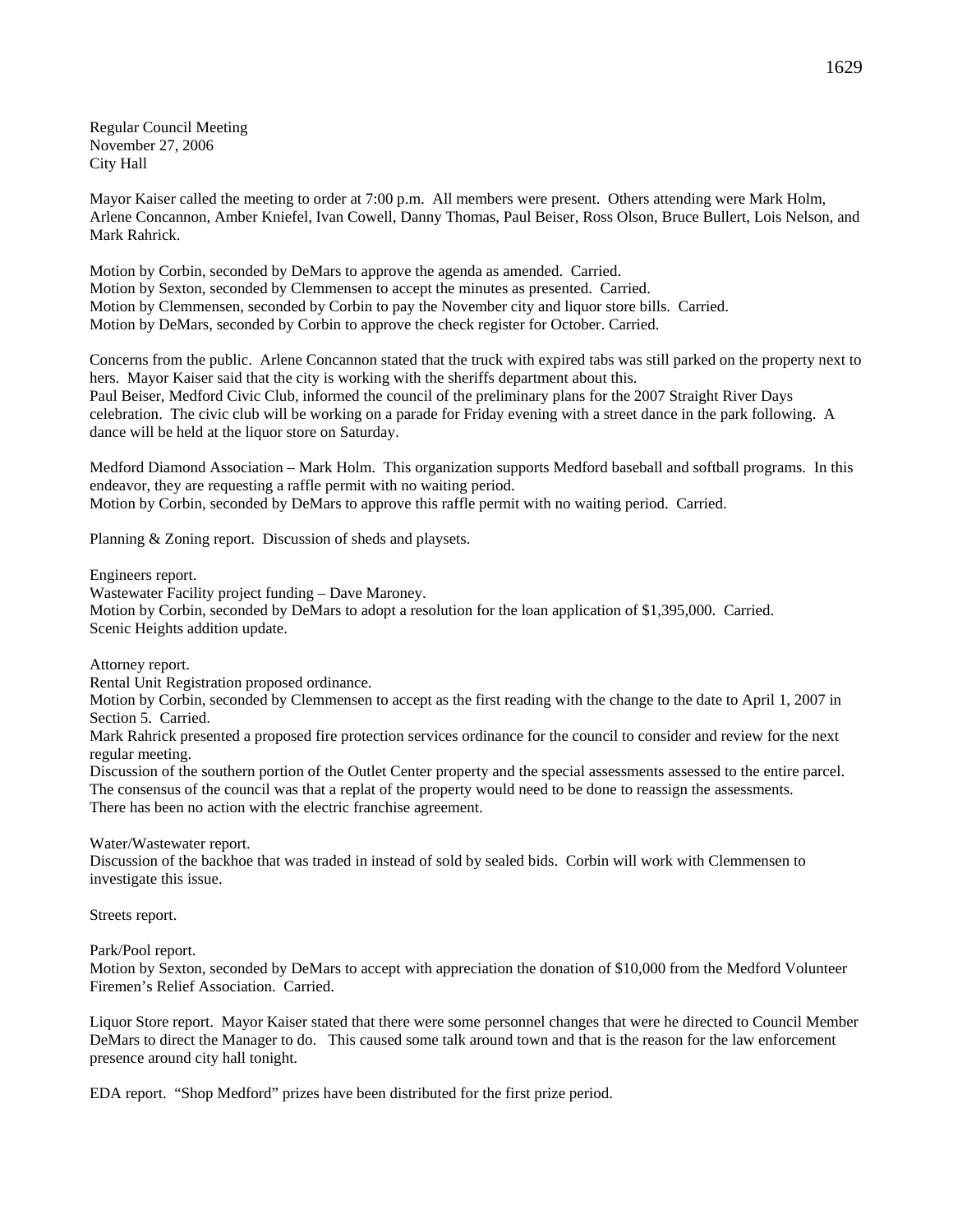Regular Council Meeting
November 27, 2006
City Hall

Mayor Kaiser called the meeting to order at 7:00 p.m. All members were present. Others attending were Mark Holm, Arlene Concannon, Amber Kniefel, Ivan Cowell, Danny Thomas, Paul Beiser, Ross Olson, Bruce Bullert, Lois Nelson, and Mark Rahrick.

Motion by Corbin, seconded by DeMars to approve the agenda as amended. Carried.
Motion by Sexton, seconded by Clemmensen to accept the minutes as presented. Carried.
Motion by Clemmensen, seconded by Corbin to pay the November city and liquor store bills. Carried.
Motion by DeMars, seconded by Corbin to approve the check register for October. Carried.

Concerns from the public. Arlene Concannon stated that the truck with expired tabs was still parked on the property next to hers. Mayor Kaiser said that the city is working with the sheriffs department about this.
Paul Beiser, Medford Civic Club, informed the council of the preliminary plans for the 2007 Straight River Days celebration. The civic club will be working on a parade for Friday evening with a street dance in the park following. A dance will be held at the liquor store on Saturday.

Medford Diamond Association – Mark Holm. This organization supports Medford baseball and softball programs. In this endeavor, they are requesting a raffle permit with no waiting period.
Motion by Corbin, seconded by DeMars to approve this raffle permit with no waiting period. Carried.

Planning & Zoning report. Discussion of sheds and playsets.

Engineers report.
Wastewater Facility project funding – Dave Maroney.
Motion by Corbin, seconded by DeMars to adopt a resolution for the loan application of $1,395,000. Carried.
Scenic Heights addition update.

Attorney report.
Rental Unit Registration proposed ordinance.
Motion by Corbin, seconded by Clemmensen to accept as the first reading with the change to the date to April 1, 2007 in Section 5. Carried.
Mark Rahrick presented a proposed fire protection services ordinance for the council to consider and review for the next regular meeting.
Discussion of the southern portion of the Outlet Center property and the special assessments assessed to the entire parcel. The consensus of the council was that a replat of the property would need to be done to reassign the assessments.
There has been no action with the electric franchise agreement.

Water/Wastewater report.
Discussion of the backhoe that was traded in instead of sold by sealed bids. Corbin will work with Clemmensen to investigate this issue.

Streets report.

Park/Pool report.
Motion by Sexton, seconded by DeMars to accept with appreciation the donation of $10,000 from the Medford Volunteer Firemen's Relief Association. Carried.

Liquor Store report. Mayor Kaiser stated that there were some personnel changes that were he directed to Council Member DeMars to direct the Manager to do. This caused some talk around town and that is the reason for the law enforcement presence around city hall tonight.

EDA report. "Shop Medford" prizes have been distributed for the first prize period.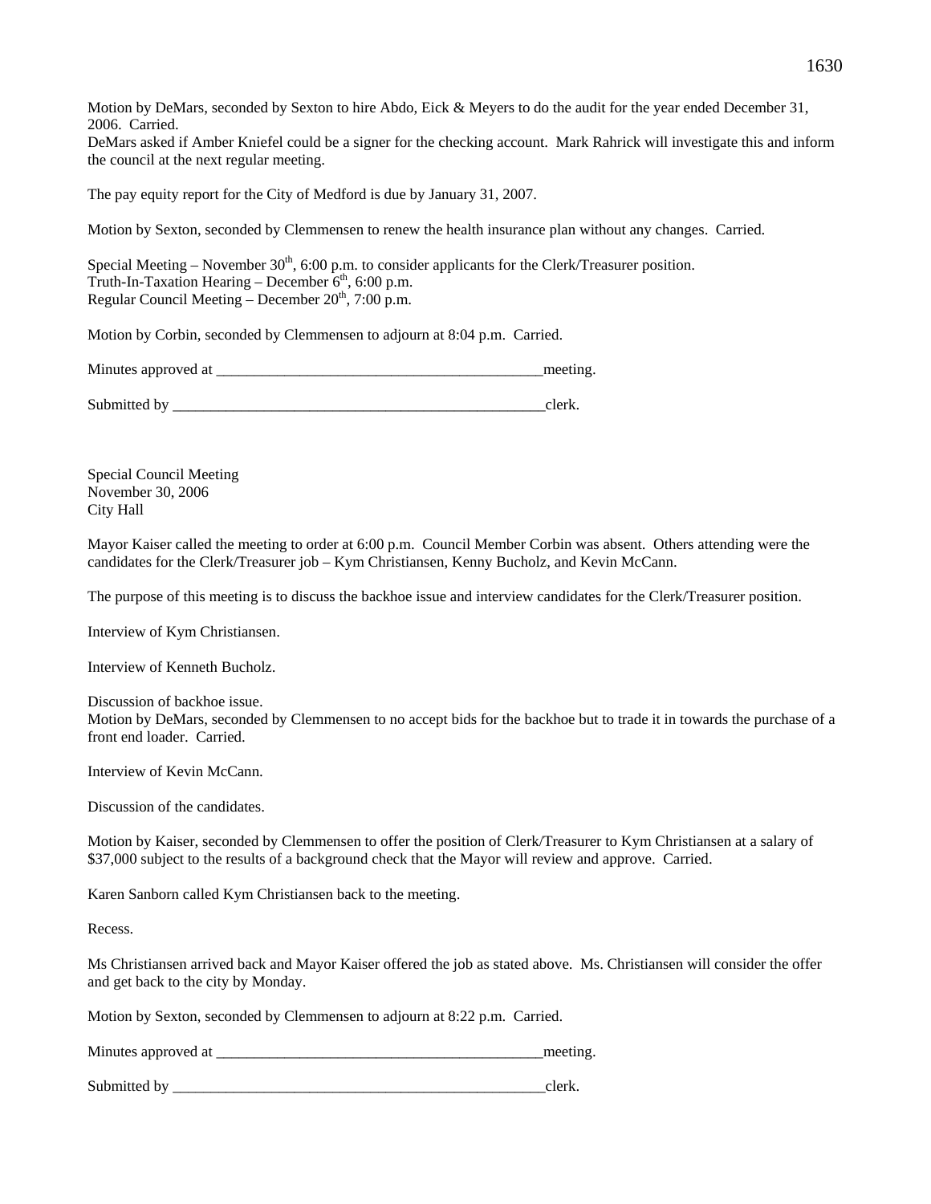Motion by DeMars, seconded by Sexton to hire Abdo, Eick & Meyers to do the audit for the year ended December 31, 2006. Carried.
DeMars asked if Amber Kniefel could be a signer for the checking account. Mark Rahrick will investigate this and inform the council at the next regular meeting.

The pay equity report for the City of Medford is due by January 31, 2007.

Motion by Sexton, seconded by Clemmensen to renew the health insurance plan without any changes. Carried.

Special Meeting – November 30th, 6:00 p.m. to consider applicants for the Clerk/Treasurer position.
Truth-In-Taxation Hearing – December 6th, 6:00 p.m.
Regular Council Meeting – December 20th, 7:00 p.m.

Motion by Corbin, seconded by Clemmensen to adjourn at 8:04 p.m. Carried.

Minutes approved at ___________________________________________meeting.

Submitted by __________________________________________________clerk.

Special Council Meeting
November 30, 2006
City Hall

Mayor Kaiser called the meeting to order at 6:00 p.m. Council Member Corbin was absent. Others attending were the candidates for the Clerk/Treasurer job – Kym Christiansen, Kenny Bucholz, and Kevin McCann.

The purpose of this meeting is to discuss the backhoe issue and interview candidates for the Clerk/Treasurer position.

Interview of Kym Christiansen.

Interview of Kenneth Bucholz.

Discussion of backhoe issue.
Motion by DeMars, seconded by Clemmensen to no accept bids for the backhoe but to trade it in towards the purchase of a front end loader. Carried.

Interview of Kevin McCann.

Discussion of the candidates.

Motion by Kaiser, seconded by Clemmensen to offer the position of Clerk/Treasurer to Kym Christiansen at a salary of $37,000 subject to the results of a background check that the Mayor will review and approve. Carried.

Karen Sanborn called Kym Christiansen back to the meeting.

Recess.

Ms Christiansen arrived back and Mayor Kaiser offered the job as stated above. Ms. Christiansen will consider the offer and get back to the city by Monday.

Motion by Sexton, seconded by Clemmensen to adjourn at 8:22 p.m. Carried.

Minutes approved at ___________________________________________meeting.

Submitted by __________________________________________________clerk.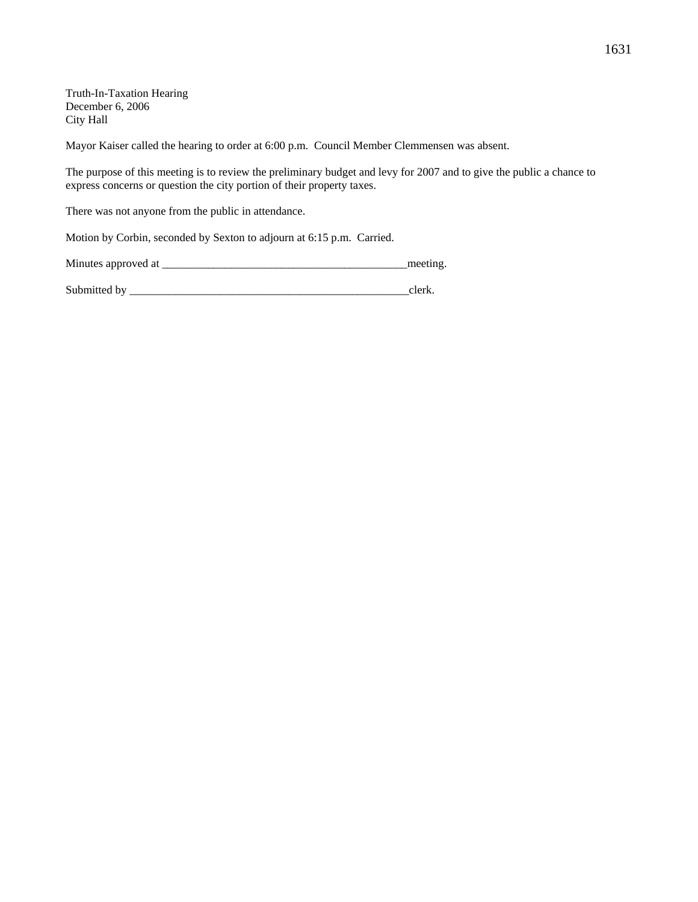Truth-In-Taxation Hearing
December 6, 2006
City Hall

Mayor Kaiser called the hearing to order at 6:00 p.m. Council Member Clemmensen was absent.

The purpose of this meeting is to review the preliminary budget and levy for 2007 and to give the public a chance to express concerns or question the city portion of their property taxes.

There was not anyone from the public in attendance.

Motion by Corbin, seconded by Sexton to adjourn at 6:15 p.m. Carried.

Minutes approved at ___________________________________________meeting.

Submitted by ___________________________________________________clerk.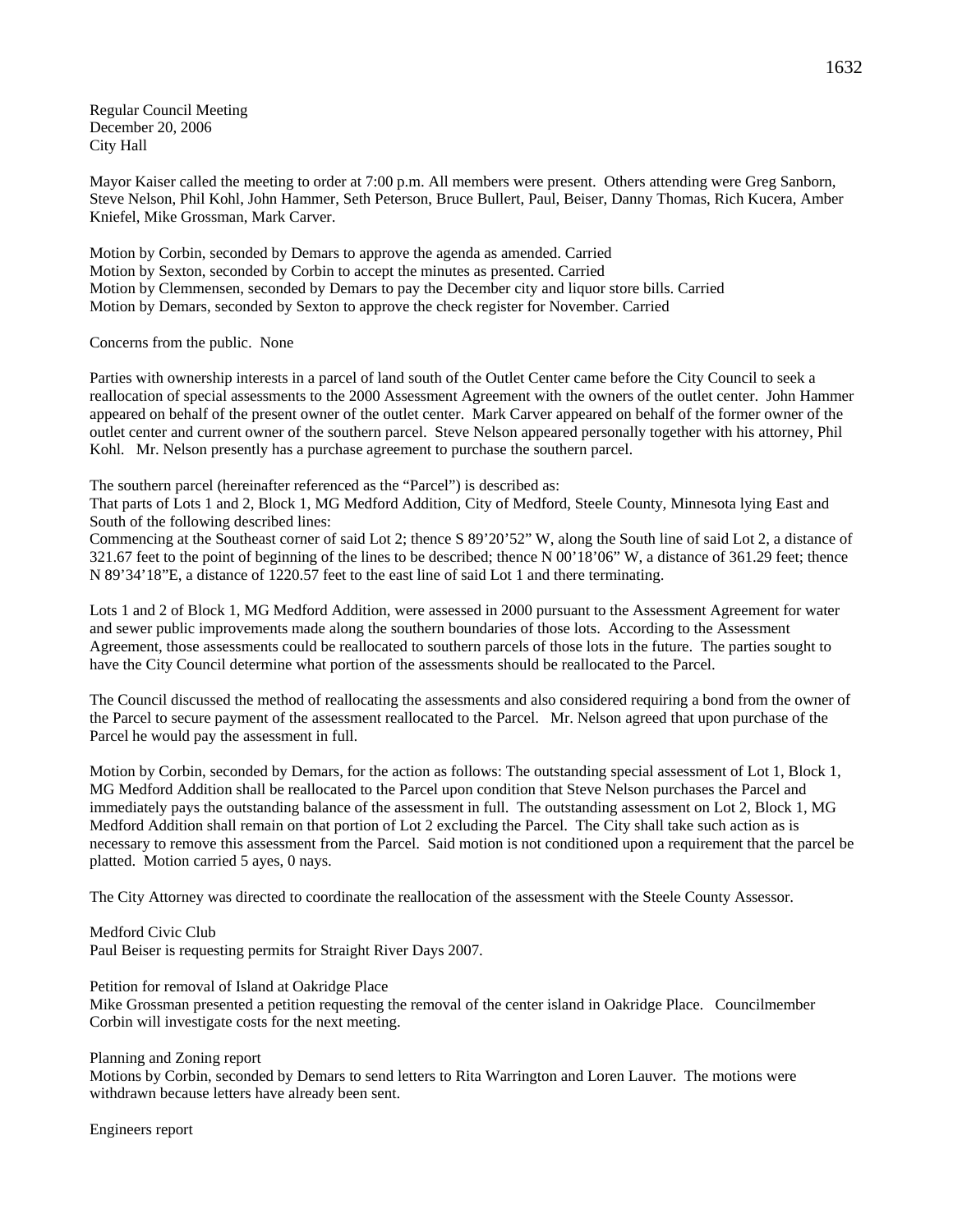Regular Council Meeting
December 20, 2006
City Hall

Mayor Kaiser called the meeting to order at 7:00 p.m. All members were present. Others attending were Greg Sanborn, Steve Nelson, Phil Kohl, John Hammer, Seth Peterson, Bruce Bullert, Paul, Beiser, Danny Thomas, Rich Kucera, Amber Kniefel, Mike Grossman, Mark Carver.

Motion by Corbin, seconded by Demars to approve the agenda as amended. Carried
Motion by Sexton, seconded by Corbin to accept the minutes as presented. Carried
Motion by Clemmensen, seconded by Demars to pay the December city and liquor store bills. Carried
Motion by Demars, seconded by Sexton to approve the check register for November. Carried

Concerns from the public. None

Parties with ownership interests in a parcel of land south of the Outlet Center came before the City Council to seek a reallocation of special assessments to the 2000 Assessment Agreement with the owners of the outlet center. John Hammer appeared on behalf of the present owner of the outlet center. Mark Carver appeared on behalf of the former owner of the outlet center and current owner of the southern parcel. Steve Nelson appeared personally together with his attorney, Phil Kohl. Mr. Nelson presently has a purchase agreement to purchase the southern parcel.

The southern parcel (hereinafter referenced as the "Parcel") is described as:
That parts of Lots 1 and 2, Block 1, MG Medford Addition, City of Medford, Steele County, Minnesota lying East and South of the following described lines:
Commencing at the Southeast corner of said Lot 2; thence S 89'20'52" W, along the South line of said Lot 2, a distance of 321.67 feet to the point of beginning of the lines to be described; thence N 00'18'06" W, a distance of 361.29 feet; thence N 89'34'18"E, a distance of 1220.57 feet to the east line of said Lot 1 and there terminating.

Lots 1 and 2 of Block 1, MG Medford Addition, were assessed in 2000 pursuant to the Assessment Agreement for water and sewer public improvements made along the southern boundaries of those lots. According to the Assessment Agreement, those assessments could be reallocated to southern parcels of those lots in the future. The parties sought to have the City Council determine what portion of the assessments should be reallocated to the Parcel.

The Council discussed the method of reallocating the assessments and also considered requiring a bond from the owner of the Parcel to secure payment of the assessment reallocated to the Parcel. Mr. Nelson agreed that upon purchase of the Parcel he would pay the assessment in full.

Motion by Corbin, seconded by Demars, for the action as follows: The outstanding special assessment of Lot 1, Block 1, MG Medford Addition shall be reallocated to the Parcel upon condition that Steve Nelson purchases the Parcel and immediately pays the outstanding balance of the assessment in full. The outstanding assessment on Lot 2, Block 1, MG Medford Addition shall remain on that portion of Lot 2 excluding the Parcel. The City shall take such action as is necessary to remove this assessment from the Parcel. Said motion is not conditioned upon a requirement that the parcel be platted. Motion carried 5 ayes, 0 nays.

The City Attorney was directed to coordinate the reallocation of the assessment with the Steele County Assessor.

Medford Civic Club
Paul Beiser is requesting permits for Straight River Days 2007.

Petition for removal of Island at Oakridge Place
Mike Grossman presented a petition requesting the removal of the center island in Oakridge Place. Councilmember Corbin will investigate costs for the next meeting.

Planning and Zoning report
Motions by Corbin, seconded by Demars to send letters to Rita Warrington and Loren Lauver. The motions were withdrawn because letters have already been sent.

Engineers report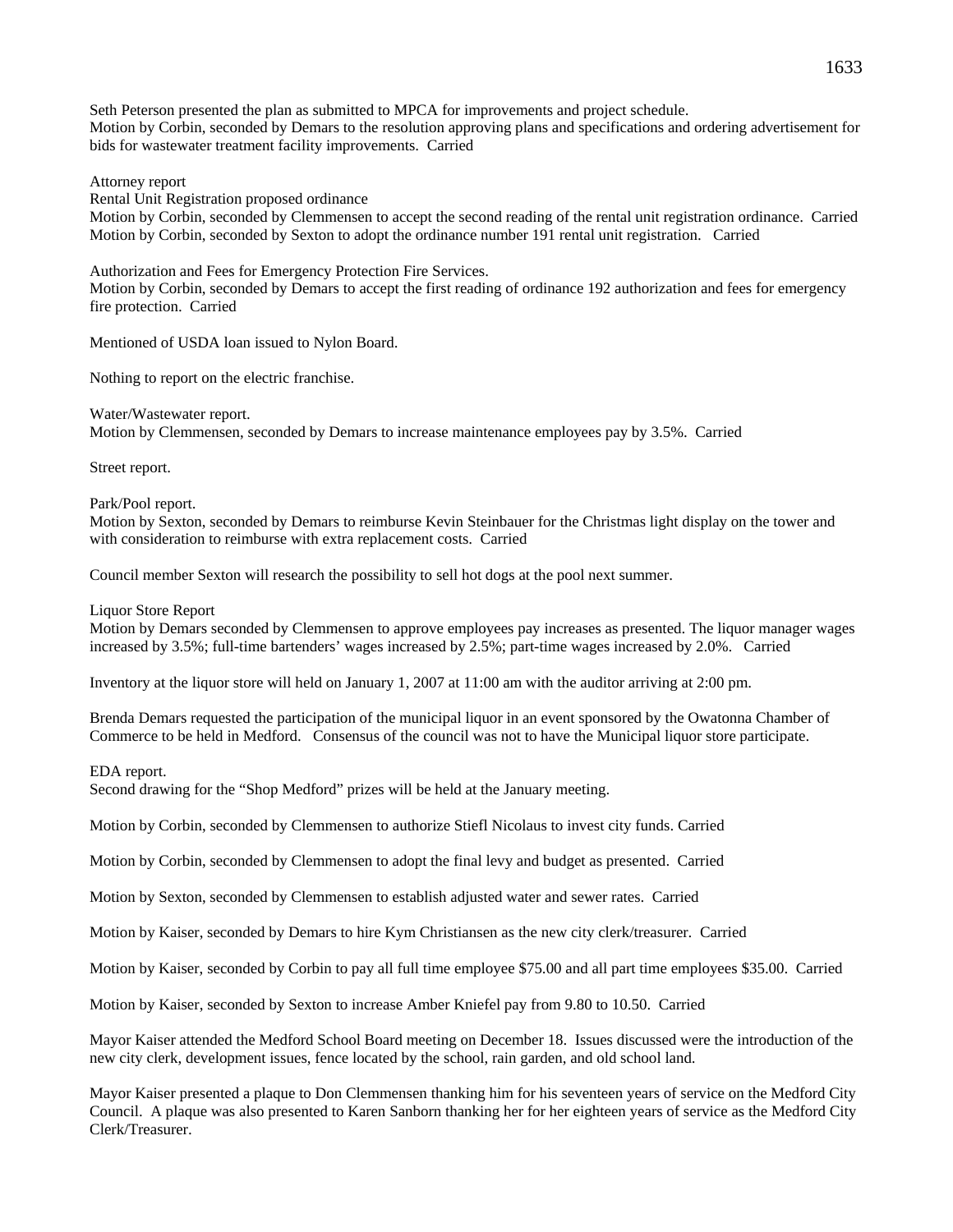Seth Peterson presented the plan as submitted to MPCA for improvements and project schedule.
Motion by Corbin, seconded by Demars to the resolution approving plans and specifications and ordering advertisement for bids for wastewater treatment facility improvements. Carried

Attorney report
Rental Unit Registration proposed ordinance
Motion by Corbin, seconded by Clemmensen to accept the second reading of the rental unit registration ordinance. Carried
Motion by Corbin, seconded by Sexton to adopt the ordinance number 191 rental unit registration. Carried

Authorization and Fees for Emergency Protection Fire Services.
Motion by Corbin, seconded by Demars to accept the first reading of ordinance 192 authorization and fees for emergency fire protection. Carried

Mentioned of USDA loan issued to Nylon Board.

Nothing to report on the electric franchise.

Water/Wastewater report.
Motion by Clemmensen, seconded by Demars to increase maintenance employees pay by 3.5%. Carried

Street report.

Park/Pool report.
Motion by Sexton, seconded by Demars to reimburse Kevin Steinbauer for the Christmas light display on the tower and with consideration to reimburse with extra replacement costs. Carried

Council member Sexton will research the possibility to sell hot dogs at the pool next summer.

Liquor Store Report
Motion by Demars seconded by Clemmensen to approve employees pay increases as presented. The liquor manager wages increased by 3.5%; full-time bartenders' wages increased by 2.5%; part-time wages increased by 2.0%. Carried

Inventory at the liquor store will held on January 1, 2007 at 11:00 am with the auditor arriving at 2:00 pm.

Brenda Demars requested the participation of the municipal liquor in an event sponsored by the Owatonna Chamber of Commerce to be held in Medford. Consensus of the council was not to have the Municipal liquor store participate.

EDA report.
Second drawing for the "Shop Medford" prizes will be held at the January meeting.

Motion by Corbin, seconded by Clemmensen to authorize Stiefl Nicolaus to invest city funds. Carried

Motion by Corbin, seconded by Clemmensen to adopt the final levy and budget as presented. Carried

Motion by Sexton, seconded by Clemmensen to establish adjusted water and sewer rates. Carried

Motion by Kaiser, seconded by Demars to hire Kym Christiansen as the new city clerk/treasurer. Carried

Motion by Kaiser, seconded by Corbin to pay all full time employee $75.00 and all part time employees $35.00. Carried

Motion by Kaiser, seconded by Sexton to increase Amber Kniefel pay from 9.80 to 10.50. Carried

Mayor Kaiser attended the Medford School Board meeting on December 18. Issues discussed were the introduction of the new city clerk, development issues, fence located by the school, rain garden, and old school land.

Mayor Kaiser presented a plaque to Don Clemmensen thanking him for his seventeen years of service on the Medford City Council. A plaque was also presented to Karen Sanborn thanking her for her eighteen years of service as the Medford City Clerk/Treasurer.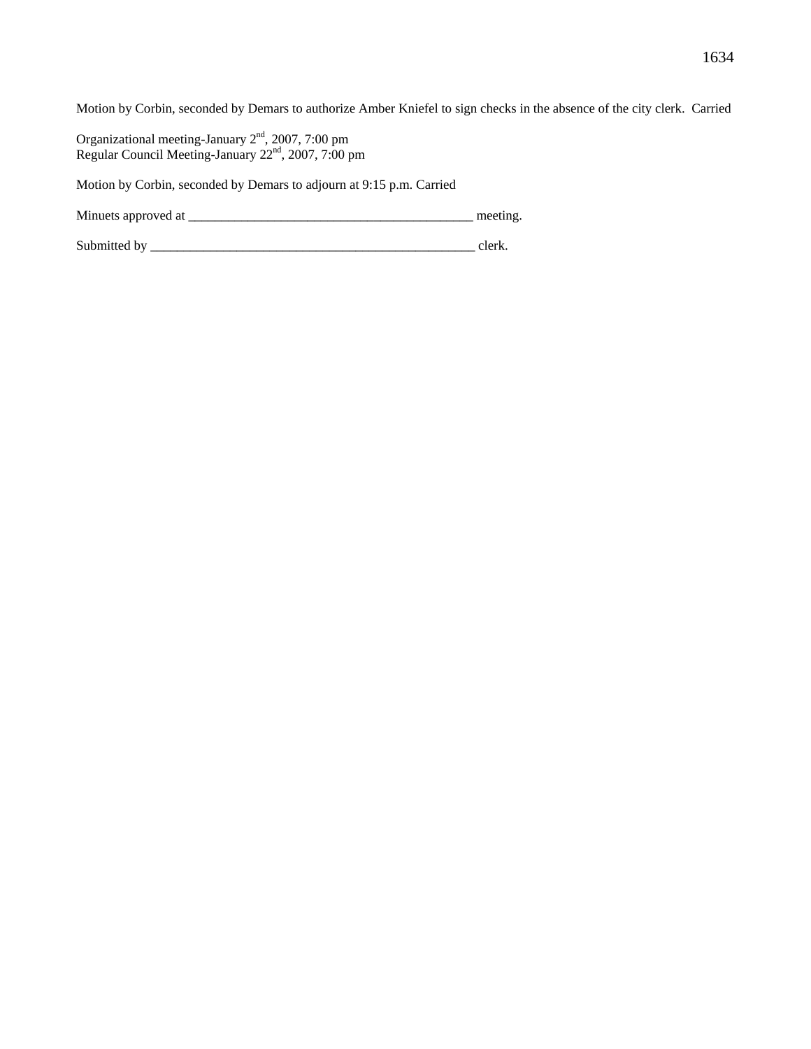Motion by Corbin, seconded by Demars to authorize Amber Kniefel to sign checks in the absence of the city clerk. Carried

Organizational meeting-January 2nd, 2007, 7:00 pm
Regular Council Meeting-January 22nd, 2007, 7:00 pm

Motion by Corbin, seconded by Demars to adjourn at 9:15 p.m. Carried

Minuets approved at ___________________________________________ meeting.

Submitted by ___________________________________________________ clerk.